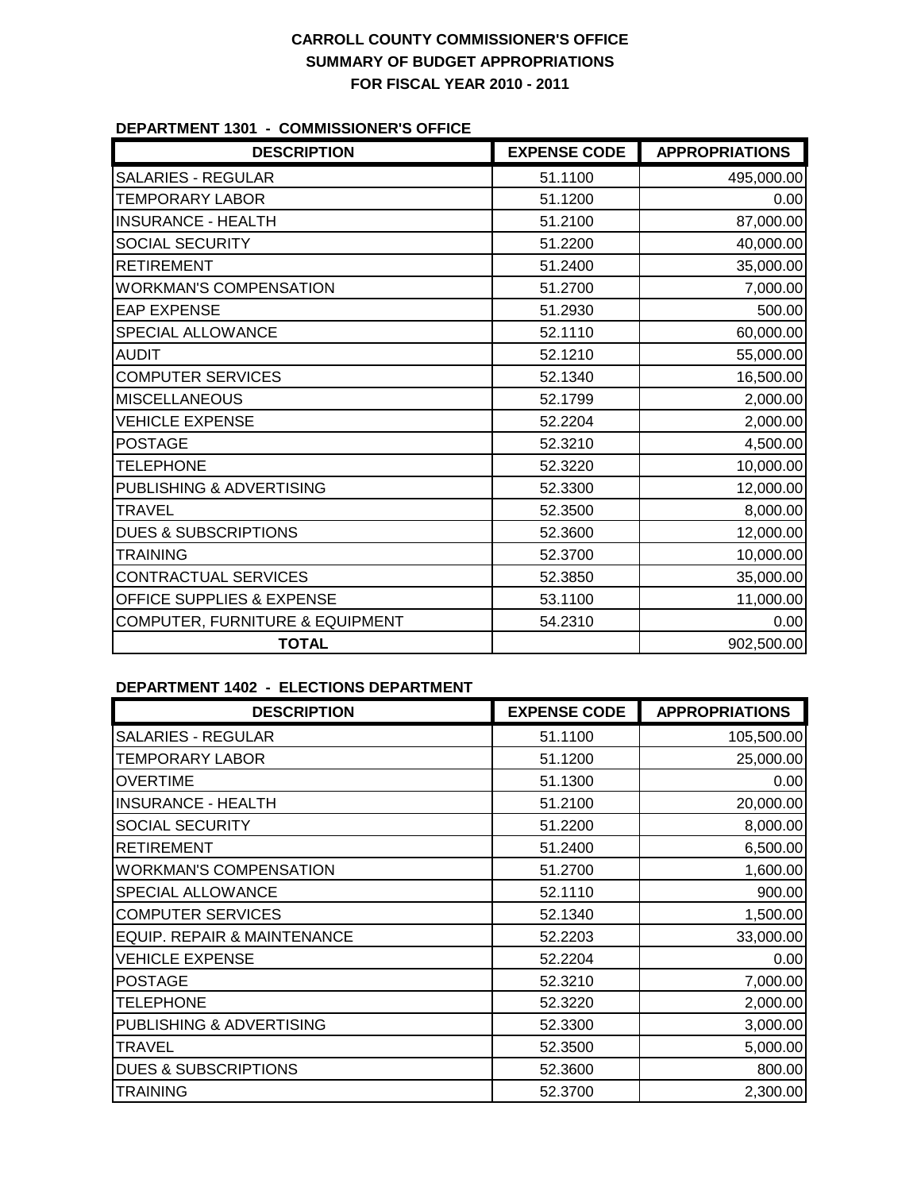# CARROLL COUNTY COMMISSIONER'S OFFICE
## SUMMARY OF BUDGET APPROPRIATIONS
## FOR FISCAL YEAR 2010 - 2011

### DEPARTMENT 1301 - COMMISSIONER'S OFFICE

| DESCRIPTION | EXPENSE CODE | APPROPRIATIONS |
|---|---|---|
| SALARIES - REGULAR | 51.1100 | 495,000.00 |
| TEMPORARY LABOR | 51.1200 | 0.00 |
| INSURANCE - HEALTH | 51.2100 | 87,000.00 |
| SOCIAL SECURITY | 51.2200 | 40,000.00 |
| RETIREMENT | 51.2400 | 35,000.00 |
| WORKMAN'S COMPENSATION | 51.2700 | 7,000.00 |
| EAP EXPENSE | 51.2930 | 500.00 |
| SPECIAL ALLOWANCE | 52.1110 | 60,000.00 |
| AUDIT | 52.1210 | 55,000.00 |
| COMPUTER SERVICES | 52.1340 | 16,500.00 |
| MISCELLANEOUS | 52.1799 | 2,000.00 |
| VEHICLE EXPENSE | 52.2204 | 2,000.00 |
| POSTAGE | 52.3210 | 4,500.00 |
| TELEPHONE | 52.3220 | 10,000.00 |
| PUBLISHING & ADVERTISING | 52.3300 | 12,000.00 |
| TRAVEL | 52.3500 | 8,000.00 |
| DUES & SUBSCRIPTIONS | 52.3600 | 12,000.00 |
| TRAINING | 52.3700 | 10,000.00 |
| CONTRACTUAL SERVICES | 52.3850 | 35,000.00 |
| OFFICE SUPPLIES & EXPENSE | 53.1100 | 11,000.00 |
| COMPUTER, FURNITURE & EQUIPMENT | 54.2310 | 0.00 |
| **TOTAL** | | 902,500.00 |

### DEPARTMENT 1402 - ELECTIONS DEPARTMENT

| DESCRIPTION | EXPENSE CODE | APPROPRIATIONS |
|---|---|---|
| SALARIES - REGULAR | 51.1100 | 105,500.00 |
| TEMPORARY LABOR | 51.1200 | 25,000.00 |
| OVERTIME | 51.1300 | 0.00 |
| INSURANCE - HEALTH | 51.2100 | 20,000.00 |
| SOCIAL SECURITY | 51.2200 | 8,000.00 |
| RETIREMENT | 51.2400 | 6,500.00 |
| WORKMAN'S COMPENSATION | 51.2700 | 1,600.00 |
| SPECIAL ALLOWANCE | 52.1110 | 900.00 |
| COMPUTER SERVICES | 52.1340 | 1,500.00 |
| EQUIP. REPAIR & MAINTENANCE | 52.2203 | 33,000.00 |
| VEHICLE EXPENSE | 52.2204 | 0.00 |
| POSTAGE | 52.3210 | 7,000.00 |
| TELEPHONE | 52.3220 | 2,000.00 |
| PUBLISHING & ADVERTISING | 52.3300 | 3,000.00 |
| TRAVEL | 52.3500 | 5,000.00 |
| DUES & SUBSCRIPTIONS | 52.3600 | 800.00 |
| TRAINING | 52.3700 | 2,300.00 |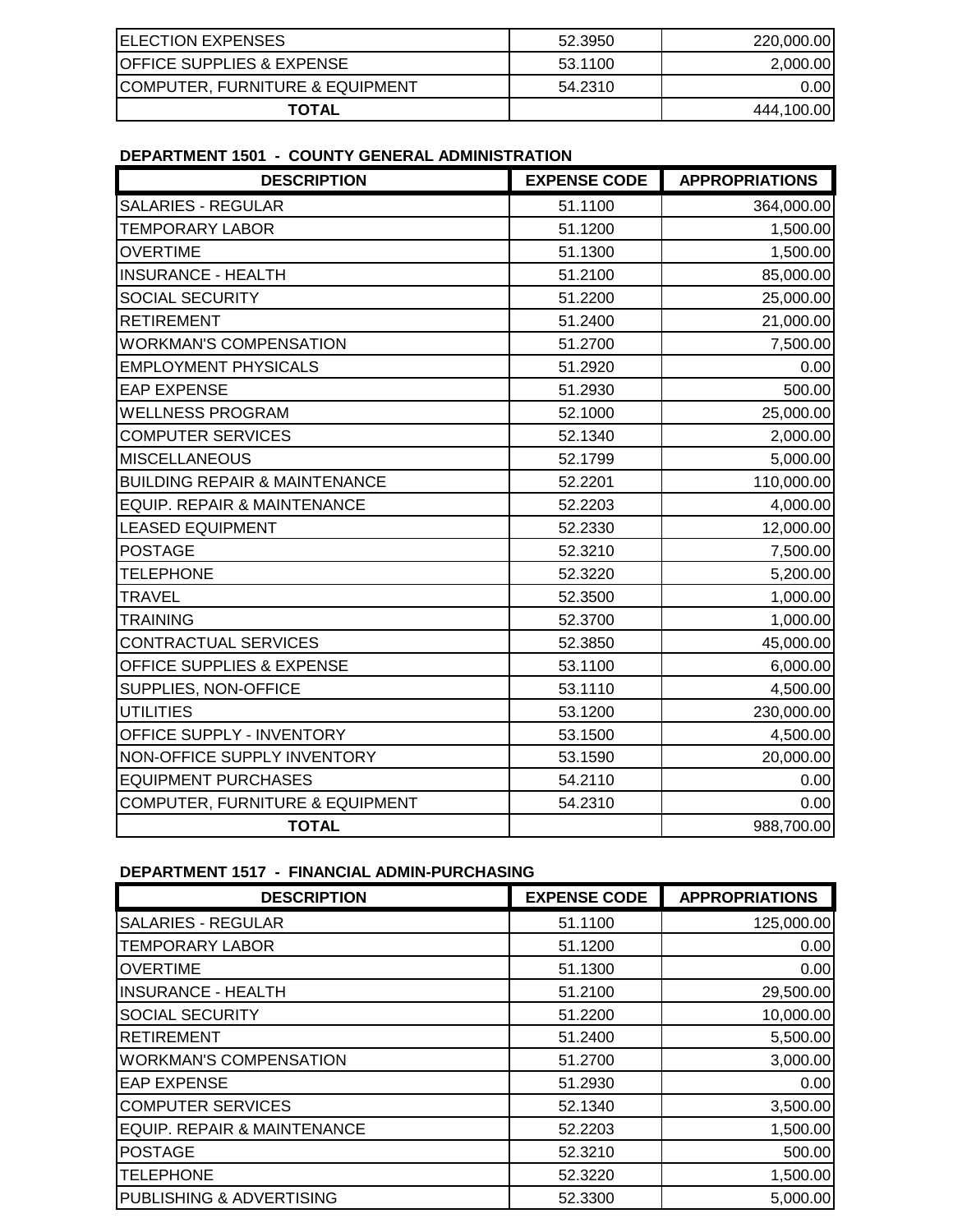| | | |
|---|---|---|
| ELECTION EXPENSES | 52.3950 | 220,000.00 |
| OFFICE SUPPLIES & EXPENSE | 53.1100 | 2,000.00 |
| COMPUTER, FURNITURE & EQUIPMENT | 54.2310 | 0.00 |
| **TOTAL** | | 444,100.00 |

**DEPARTMENT 1501 - COUNTY GENERAL ADMINISTRATION**

| DESCRIPTION | EXPENSE CODE | APPROPRIATIONS |
|---|---|---|
| SALARIES - REGULAR | 51.1100 | 364,000.00 |
| TEMPORARY LABOR | 51.1200 | 1,500.00 |
| OVERTIME | 51.1300 | 1,500.00 |
| INSURANCE - HEALTH | 51.2100 | 85,000.00 |
| SOCIAL SECURITY | 51.2200 | 25,000.00 |
| RETIREMENT | 51.2400 | 21,000.00 |
| WORKMAN'S COMPENSATION | 51.2700 | 7,500.00 |
| EMPLOYMENT PHYSICALS | 51.2920 | 0.00 |
| EAP EXPENSE | 51.2930 | 500.00 |
| WELLNESS PROGRAM | 52.1000 | 25,000.00 |
| COMPUTER SERVICES | 52.1340 | 2,000.00 |
| MISCELLANEOUS | 52.1799 | 5,000.00 |
| BUILDING REPAIR & MAINTENANCE | 52.2201 | 110,000.00 |
| EQUIP. REPAIR & MAINTENANCE | 52.2203 | 4,000.00 |
| LEASED EQUIPMENT | 52.2330 | 12,000.00 |
| POSTAGE | 52.3210 | 7,500.00 |
| TELEPHONE | 52.3220 | 5,200.00 |
| TRAVEL | 52.3500 | 1,000.00 |
| TRAINING | 52.3700 | 1,000.00 |
| CONTRACTUAL SERVICES | 52.3850 | 45,000.00 |
| OFFICE SUPPLIES & EXPENSE | 53.1100 | 6,000.00 |
| SUPPLIES, NON-OFFICE | 53.1110 | 4,500.00 |
| UTILITIES | 53.1200 | 230,000.00 |
| OFFICE SUPPLY - INVENTORY | 53.1500 | 4,500.00 |
| NON-OFFICE SUPPLY INVENTORY | 53.1590 | 20,000.00 |
| EQUIPMENT PURCHASES | 54.2110 | 0.00 |
| COMPUTER, FURNITURE & EQUIPMENT | 54.2310 | 0.00 |
| **TOTAL** | | 988,700.00 |

**DEPARTMENT 1517 - FINANCIAL ADMIN-PURCHASING**

| DESCRIPTION | EXPENSE CODE | APPROPRIATIONS |
|---|---|---|
| SALARIES - REGULAR | 51.1100 | 125,000.00 |
| TEMPORARY LABOR | 51.1200 | 0.00 |
| OVERTIME | 51.1300 | 0.00 |
| INSURANCE - HEALTH | 51.2100 | 29,500.00 |
| SOCIAL SECURITY | 51.2200 | 10,000.00 |
| RETIREMENT | 51.2400 | 5,500.00 |
| WORKMAN'S COMPENSATION | 51.2700 | 3,000.00 |
| EAP EXPENSE | 51.2930 | 0.00 |
| COMPUTER SERVICES | 52.1340 | 3,500.00 |
| EQUIP. REPAIR & MAINTENANCE | 52.2203 | 1,500.00 |
| POSTAGE | 52.3210 | 500.00 |
| TELEPHONE | 52.3220 | 1,500.00 |
| PUBLISHING & ADVERTISING | 52.3300 | 5,000.00 |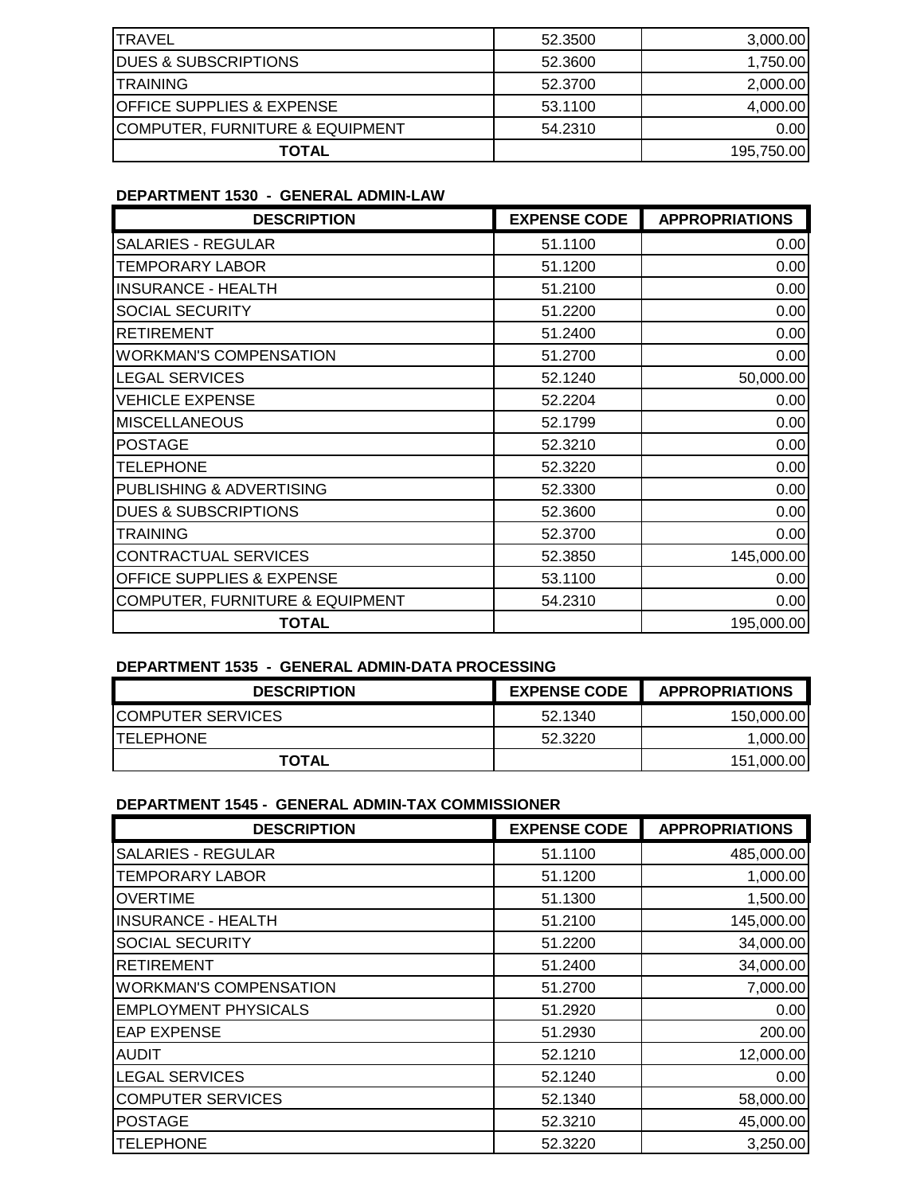| | | |
|---|---|---|
| TRAVEL | 52.3500 | 3,000.00 |
| DUES & SUBSCRIPTIONS | 52.3600 | 1,750.00 |
| TRAINING | 52.3700 | 2,000.00 |
| OFFICE SUPPLIES & EXPENSE | 53.1100 | 4,000.00 |
| COMPUTER, FURNITURE & EQUIPMENT | 54.2310 | 0.00 |
| **TOTAL** | | 195,750.00 |

**DEPARTMENT 1530 - GENERAL ADMIN-LAW**

| DESCRIPTION | EXPENSE CODE | APPROPRIATIONS |
|---|---|---|
| SALARIES - REGULAR | 51.1100 | 0.00 |
| TEMPORARY LABOR | 51.1200 | 0.00 |
| INSURANCE - HEALTH | 51.2100 | 0.00 |
| SOCIAL SECURITY | 51.2200 | 0.00 |
| RETIREMENT | 51.2400 | 0.00 |
| WORKMAN'S COMPENSATION | 51.2700 | 0.00 |
| LEGAL SERVICES | 52.1240 | 50,000.00 |
| VEHICLE EXPENSE | 52.2204 | 0.00 |
| MISCELLANEOUS | 52.1799 | 0.00 |
| POSTAGE | 52.3210 | 0.00 |
| TELEPHONE | 52.3220 | 0.00 |
| PUBLISHING & ADVERTISING | 52.3300 | 0.00 |
| DUES & SUBSCRIPTIONS | 52.3600 | 0.00 |
| TRAINING | 52.3700 | 0.00 |
| CONTRACTUAL SERVICES | 52.3850 | 145,000.00 |
| OFFICE SUPPLIES & EXPENSE | 53.1100 | 0.00 |
| COMPUTER, FURNITURE & EQUIPMENT | 54.2310 | 0.00 |
| **TOTAL** | | 195,000.00 |

**DEPARTMENT 1535 - GENERAL ADMIN-DATA PROCESSING**

| DESCRIPTION | EXPENSE CODE | APPROPRIATIONS |
|---|---|---|
| COMPUTER SERVICES | 52.1340 | 150,000.00 |
| TELEPHONE | 52.3220 | 1,000.00 |
| **TOTAL** | | 151,000.00 |

**DEPARTMENT 1545 - GENERAL ADMIN-TAX COMMISSIONER**

| DESCRIPTION | EXPENSE CODE | APPROPRIATIONS |
|---|---|---|
| SALARIES - REGULAR | 51.1100 | 485,000.00 |
| TEMPORARY LABOR | 51.1200 | 1,000.00 |
| OVERTIME | 51.1300 | 1,500.00 |
| INSURANCE - HEALTH | 51.2100 | 145,000.00 |
| SOCIAL SECURITY | 51.2200 | 34,000.00 |
| RETIREMENT | 51.2400 | 34,000.00 |
| WORKMAN'S COMPENSATION | 51.2700 | 7,000.00 |
| EMPLOYMENT PHYSICALS | 51.2920 | 0.00 |
| EAP EXPENSE | 51.2930 | 200.00 |
| AUDIT | 52.1210 | 12,000.00 |
| LEGAL SERVICES | 52.1240 | 0.00 |
| COMPUTER SERVICES | 52.1340 | 58,000.00 |
| POSTAGE | 52.3210 | 45,000.00 |
| TELEPHONE | 52.3220 | 3,250.00 |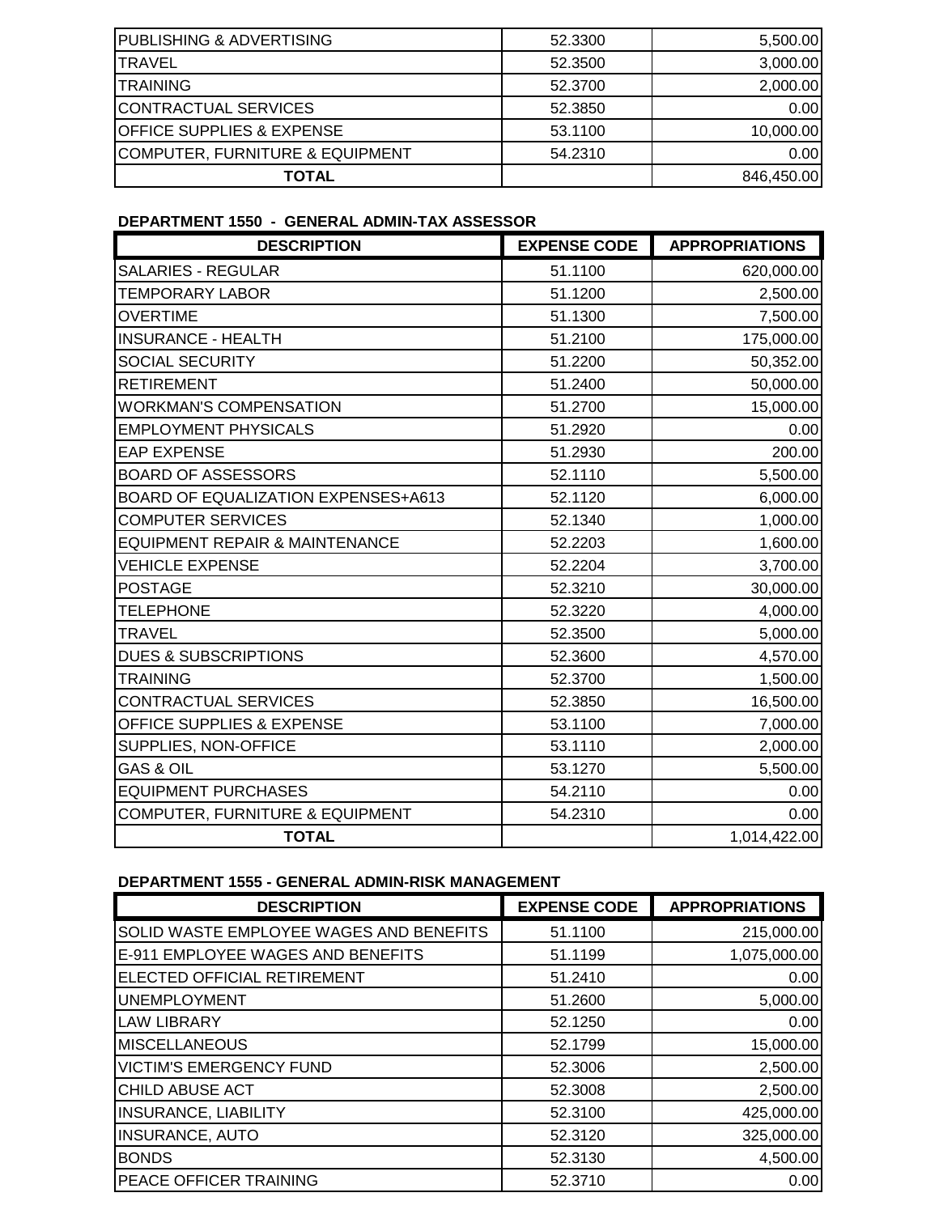| | | |
|---|---|---|
| PUBLISHING & ADVERTISING | 52.3300 | 5,500.00 |
| TRAVEL | 52.3500 | 3,000.00 |
| TRAINING | 52.3700 | 2,000.00 |
| CONTRACTUAL SERVICES | 52.3850 | 0.00 |
| OFFICE SUPPLIES & EXPENSE | 53.1100 | 10,000.00 |
| COMPUTER, FURNITURE & EQUIPMENT | 54.2310 | 0.00 |
| **TOTAL** | | 846,450.00 |

**DEPARTMENT 1550 - GENERAL ADMIN-TAX ASSESSOR**

| DESCRIPTION | EXPENSE CODE | APPROPRIATIONS |
|---|---|---|
| SALARIES - REGULAR | 51.1100 | 620,000.00 |
| TEMPORARY LABOR | 51.1200 | 2,500.00 |
| OVERTIME | 51.1300 | 7,500.00 |
| INSURANCE - HEALTH | 51.2100 | 175,000.00 |
| SOCIAL SECURITY | 51.2200 | 50,352.00 |
| RETIREMENT | 51.2400 | 50,000.00 |
| WORKMAN'S COMPENSATION | 51.2700 | 15,000.00 |
| EMPLOYMENT PHYSICALS | 51.2920 | 0.00 |
| EAP EXPENSE | 51.2930 | 200.00 |
| BOARD OF ASSESSORS | 52.1110 | 5,500.00 |
| BOARD OF EQUALIZATION EXPENSES+A613 | 52.1120 | 6,000.00 |
| COMPUTER SERVICES | 52.1340 | 1,000.00 |
| EQUIPMENT REPAIR & MAINTENANCE | 52.2203 | 1,600.00 |
| VEHICLE EXPENSE | 52.2204 | 3,700.00 |
| POSTAGE | 52.3210 | 30,000.00 |
| TELEPHONE | 52.3220 | 4,000.00 |
| TRAVEL | 52.3500 | 5,000.00 |
| DUES & SUBSCRIPTIONS | 52.3600 | 4,570.00 |
| TRAINING | 52.3700 | 1,500.00 |
| CONTRACTUAL SERVICES | 52.3850 | 16,500.00 |
| OFFICE SUPPLIES & EXPENSE | 53.1100 | 7,000.00 |
| SUPPLIES, NON-OFFICE | 53.1110 | 2,000.00 |
| GAS & OIL | 53.1270 | 5,500.00 |
| EQUIPMENT PURCHASES | 54.2110 | 0.00 |
| COMPUTER, FURNITURE & EQUIPMENT | 54.2310 | 0.00 |
| **TOTAL** | | 1,014,422.00 |

**DEPARTMENT 1555 - GENERAL ADMIN-RISK MANAGEMENT**

| DESCRIPTION | EXPENSE CODE | APPROPRIATIONS |
|---|---|---|
| SOLID WASTE EMPLOYEE WAGES AND BENEFITS | 51.1100 | 215,000.00 |
| E-911 EMPLOYEE WAGES AND BENEFITS | 51.1199 | 1,075,000.00 |
| ELECTED OFFICIAL RETIREMENT | 51.2410 | 0.00 |
| UNEMPLOYMENT | 51.2600 | 5,000.00 |
| LAW LIBRARY | 52.1250 | 0.00 |
| MISCELLANEOUS | 52.1799 | 15,000.00 |
| VICTIM'S EMERGENCY FUND | 52.3006 | 2,500.00 |
| CHILD ABUSE ACT | 52.3008 | 2,500.00 |
| INSURANCE, LIABILITY | 52.3100 | 425,000.00 |
| INSURANCE, AUTO | 52.3120 | 325,000.00 |
| BONDS | 52.3130 | 4,500.00 |
| PEACE OFFICER TRAINING | 52.3710 | 0.00 |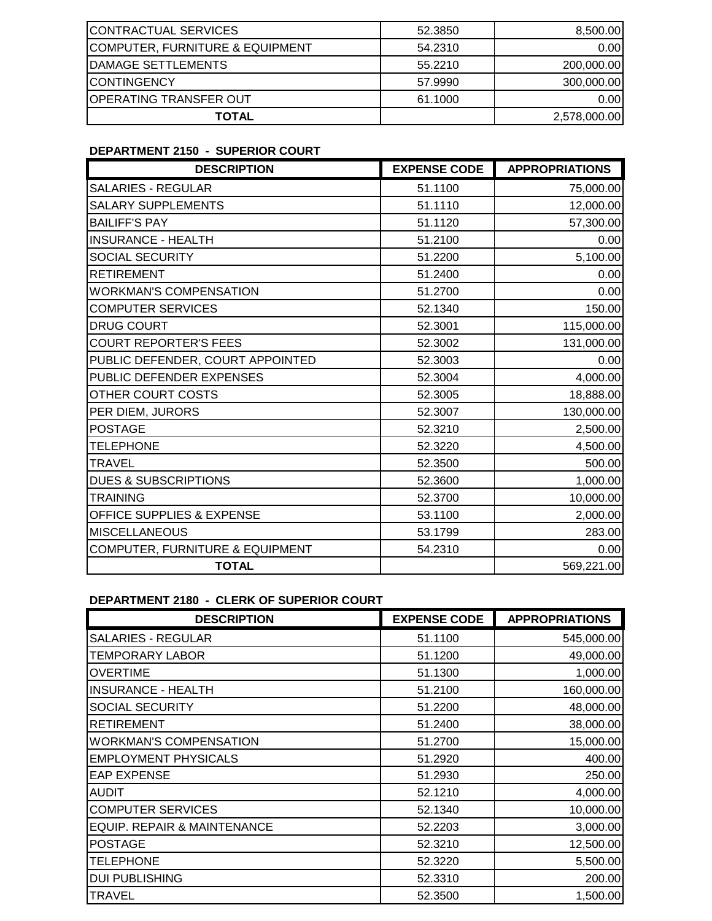| | | |
|---|---|---|
| CONTRACTUAL SERVICES | 52.3850 | 8,500.00 |
| COMPUTER, FURNITURE & EQUIPMENT | 54.2310 | 0.00 |
| DAMAGE SETTLEMENTS | 55.2210 | 200,000.00 |
| CONTINGENCY | 57.9990 | 300,000.00 |
| OPERATING TRANSFER OUT | 61.1000 | 0.00 |
| **TOTAL** | | 2,578,000.00 |

**DEPARTMENT 2150 - SUPERIOR COURT**

| DESCRIPTION | EXPENSE CODE | APPROPRIATIONS |
|---|---|---|
| SALARIES - REGULAR | 51.1100 | 75,000.00 |
| SALARY SUPPLEMENTS | 51.1110 | 12,000.00 |
| BAILIFF'S PAY | 51.1120 | 57,300.00 |
| INSURANCE - HEALTH | 51.2100 | 0.00 |
| SOCIAL SECURITY | 51.2200 | 5,100.00 |
| RETIREMENT | 51.2400 | 0.00 |
| WORKMAN'S COMPENSATION | 51.2700 | 0.00 |
| COMPUTER SERVICES | 52.1340 | 150.00 |
| DRUG COURT | 52.3001 | 115,000.00 |
| COURT REPORTER'S FEES | 52.3002 | 131,000.00 |
| PUBLIC DEFENDER, COURT APPOINTED | 52.3003 | 0.00 |
| PUBLIC DEFENDER EXPENSES | 52.3004 | 4,000.00 |
| OTHER COURT COSTS | 52.3005 | 18,888.00 |
| PER DIEM, JURORS | 52.3007 | 130,000.00 |
| POSTAGE | 52.3210 | 2,500.00 |
| TELEPHONE | 52.3220 | 4,500.00 |
| TRAVEL | 52.3500 | 500.00 |
| DUES & SUBSCRIPTIONS | 52.3600 | 1,000.00 |
| TRAINING | 52.3700 | 10,000.00 |
| OFFICE SUPPLIES & EXPENSE | 53.1100 | 2,000.00 |
| MISCELLANEOUS | 53.1799 | 283.00 |
| COMPUTER, FURNITURE & EQUIPMENT | 54.2310 | 0.00 |
| **TOTAL** | | 569,221.00 |

**DEPARTMENT 2180 - CLERK OF SUPERIOR COURT**

| DESCRIPTION | EXPENSE CODE | APPROPRIATIONS |
|---|---|---|
| SALARIES - REGULAR | 51.1100 | 545,000.00 |
| TEMPORARY LABOR | 51.1200 | 49,000.00 |
| OVERTIME | 51.1300 | 1,000.00 |
| INSURANCE - HEALTH | 51.2100 | 160,000.00 |
| SOCIAL SECURITY | 51.2200 | 48,000.00 |
| RETIREMENT | 51.2400 | 38,000.00 |
| WORKMAN'S COMPENSATION | 51.2700 | 15,000.00 |
| EMPLOYMENT PHYSICALS | 51.2920 | 400.00 |
| EAP EXPENSE | 51.2930 | 250.00 |
| AUDIT | 52.1210 | 4,000.00 |
| COMPUTER SERVICES | 52.1340 | 10,000.00 |
| EQUIP. REPAIR & MAINTENANCE | 52.2203 | 3,000.00 |
| POSTAGE | 52.3210 | 12,500.00 |
| TELEPHONE | 52.3220 | 5,500.00 |
| DUI PUBLISHING | 52.3310 | 200.00 |
| TRAVEL | 52.3500 | 1,500.00 |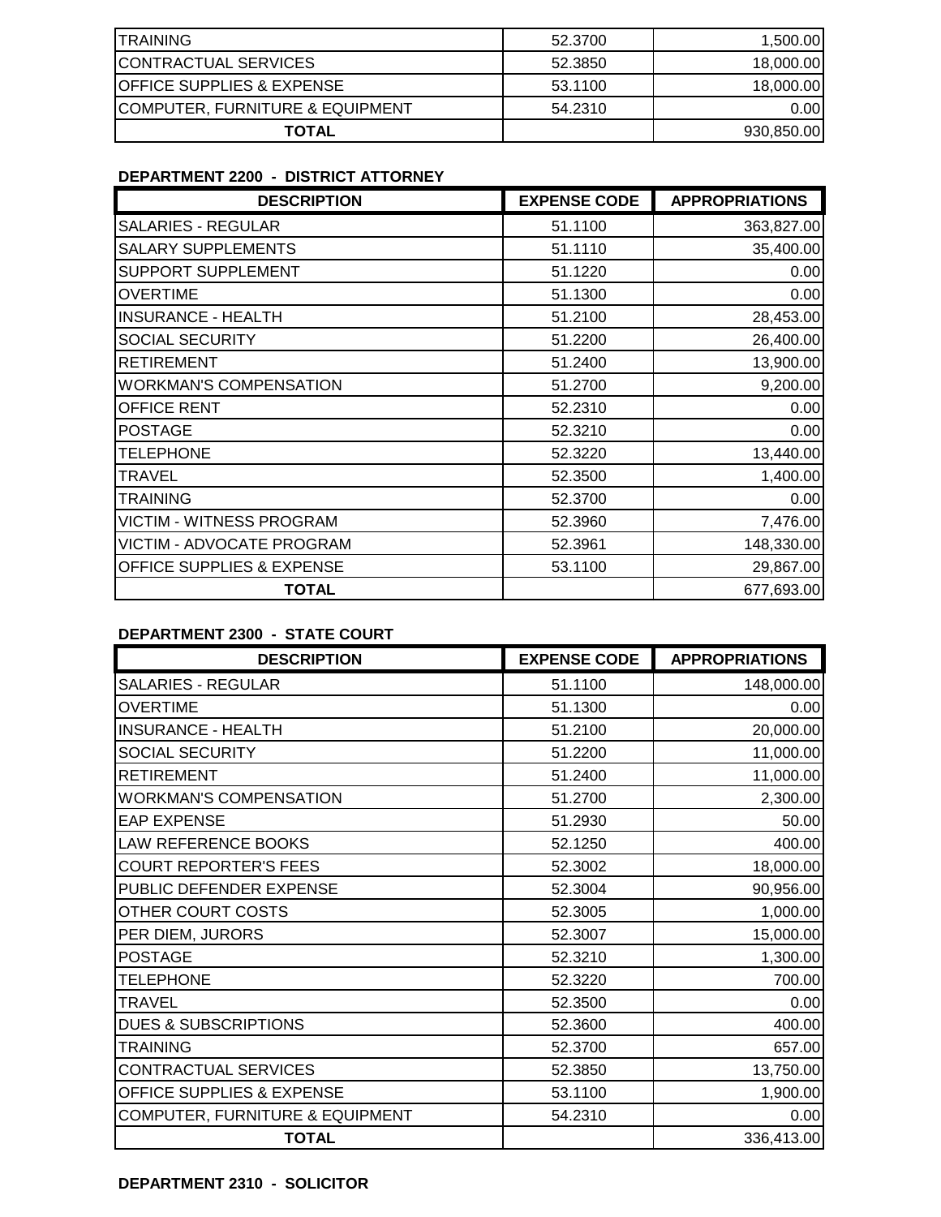| TRAINING | 52.3700 | 1,500.00 |
|---|---|---|
| CONTRACTUAL SERVICES | 52.3850 | 18,000.00 |
| OFFICE SUPPLIES & EXPENSE | 53.1100 | 18,000.00 |
| COMPUTER, FURNITURE & EQUIPMENT | 54.2310 | 0.00 |
| **TOTAL** | | 930,850.00 |

**DEPARTMENT 2200 - DISTRICT ATTORNEY**

| DESCRIPTION | EXPENSE CODE | APPROPRIATIONS |
|---|---|---|
| SALARIES - REGULAR | 51.1100 | 363,827.00 |
| SALARY SUPPLEMENTS | 51.1110 | 35,400.00 |
| SUPPORT SUPPLEMENT | 51.1220 | 0.00 |
| OVERTIME | 51.1300 | 0.00 |
| INSURANCE - HEALTH | 51.2100 | 28,453.00 |
| SOCIAL SECURITY | 51.2200 | 26,400.00 |
| RETIREMENT | 51.2400 | 13,900.00 |
| WORKMAN'S COMPENSATION | 51.2700 | 9,200.00 |
| OFFICE RENT | 52.2310 | 0.00 |
| POSTAGE | 52.3210 | 0.00 |
| TELEPHONE | 52.3220 | 13,440.00 |
| TRAVEL | 52.3500 | 1,400.00 |
| TRAINING | 52.3700 | 0.00 |
| VICTIM - WITNESS PROGRAM | 52.3960 | 7,476.00 |
| VICTIM - ADVOCATE PROGRAM | 52.3961 | 148,330.00 |
| OFFICE SUPPLIES & EXPENSE | 53.1100 | 29,867.00 |
| **TOTAL** | | 677,693.00 |

**DEPARTMENT 2300 - STATE COURT**

| DESCRIPTION | EXPENSE CODE | APPROPRIATIONS |
|---|---|---|
| SALARIES - REGULAR | 51.1100 | 148,000.00 |
| OVERTIME | 51.1300 | 0.00 |
| INSURANCE - HEALTH | 51.2100 | 20,000.00 |
| SOCIAL SECURITY | 51.2200 | 11,000.00 |
| RETIREMENT | 51.2400 | 11,000.00 |
| WORKMAN'S COMPENSATION | 51.2700 | 2,300.00 |
| EAP EXPENSE | 51.2930 | 50.00 |
| LAW REFERENCE BOOKS | 52.1250 | 400.00 |
| COURT REPORTER'S FEES | 52.3002 | 18,000.00 |
| PUBLIC DEFENDER EXPENSE | 52.3004 | 90,956.00 |
| OTHER COURT COSTS | 52.3005 | 1,000.00 |
| PER DIEM, JURORS | 52.3007 | 15,000.00 |
| POSTAGE | 52.3210 | 1,300.00 |
| TELEPHONE | 52.3220 | 700.00 |
| TRAVEL | 52.3500 | 0.00 |
| DUES & SUBSCRIPTIONS | 52.3600 | 400.00 |
| TRAINING | 52.3700 | 657.00 |
| CONTRACTUAL SERVICES | 52.3850 | 13,750.00 |
| OFFICE SUPPLIES & EXPENSE | 53.1100 | 1,900.00 |
| COMPUTER, FURNITURE & EQUIPMENT | 54.2310 | 0.00 |
| **TOTAL** | | 336,413.00 |

**DEPARTMENT 2310 - SOLICITOR**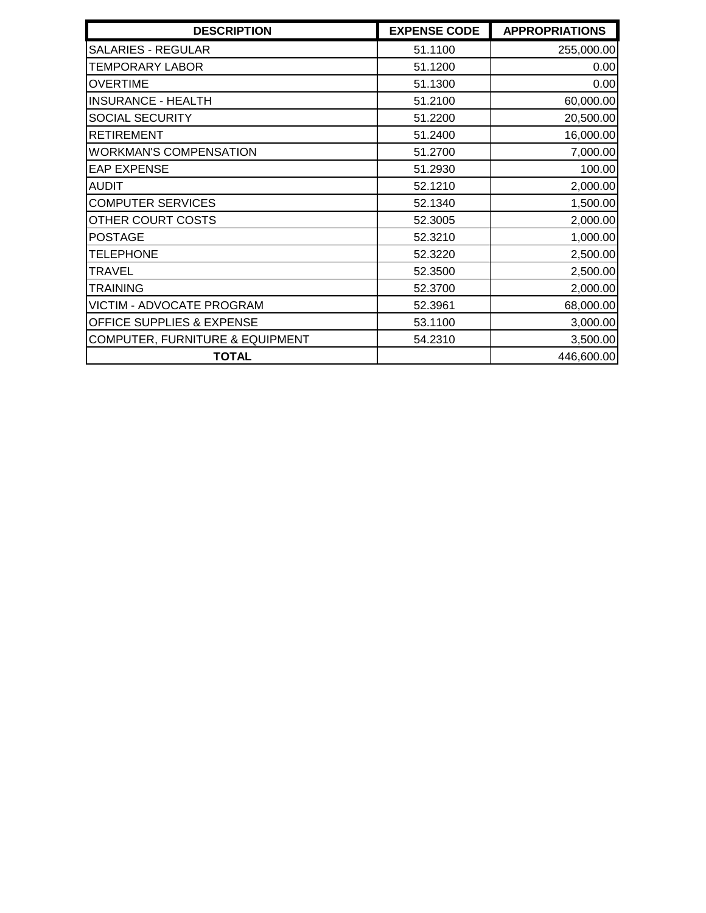| DESCRIPTION | EXPENSE CODE | APPROPRIATIONS |
|---|---|---|
| SALARIES - REGULAR | 51.1100 | 255,000.00 |
| TEMPORARY LABOR | 51.1200 | 0.00 |
| OVERTIME | 51.1300 | 0.00 |
| INSURANCE - HEALTH | 51.2100 | 60,000.00 |
| SOCIAL SECURITY | 51.2200 | 20,500.00 |
| RETIREMENT | 51.2400 | 16,000.00 |
| WORKMAN'S COMPENSATION | 51.2700 | 7,000.00 |
| EAP EXPENSE | 51.2930 | 100.00 |
| AUDIT | 52.1210 | 2,000.00 |
| COMPUTER SERVICES | 52.1340 | 1,500.00 |
| OTHER COURT COSTS | 52.3005 | 2,000.00 |
| POSTAGE | 52.3210 | 1,000.00 |
| TELEPHONE | 52.3220 | 2,500.00 |
| TRAVEL | 52.3500 | 2,500.00 |
| TRAINING | 52.3700 | 2,000.00 |
| VICTIM - ADVOCATE PROGRAM | 52.3961 | 68,000.00 |
| OFFICE SUPPLIES & EXPENSE | 53.1100 | 3,000.00 |
| COMPUTER, FURNITURE & EQUIPMENT | 54.2310 | 3,500.00 |
| **TOTAL** | | 446,600.00 |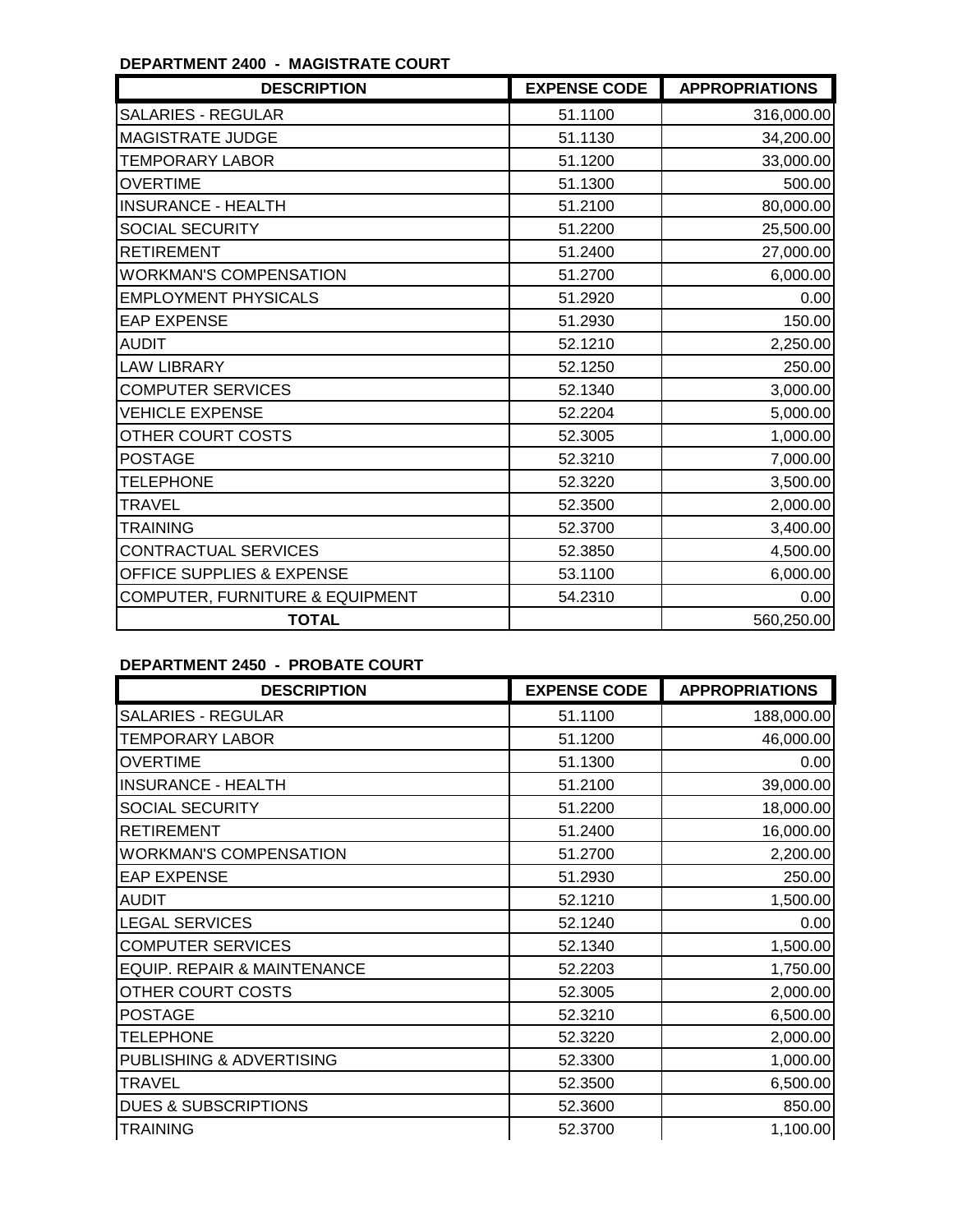**DEPARTMENT 2400 - MAGISTRATE COURT**

| DESCRIPTION | EXPENSE CODE | APPROPRIATIONS |
|---|---|---|
| SALARIES - REGULAR | 51.1100 | 316,000.00 |
| MAGISTRATE JUDGE | 51.1130 | 34,200.00 |
| TEMPORARY LABOR | 51.1200 | 33,000.00 |
| OVERTIME | 51.1300 | 500.00 |
| INSURANCE - HEALTH | 51.2100 | 80,000.00 |
| SOCIAL SECURITY | 51.2200 | 25,500.00 |
| RETIREMENT | 51.2400 | 27,000.00 |
| WORKMAN'S COMPENSATION | 51.2700 | 6,000.00 |
| EMPLOYMENT PHYSICALS | 51.2920 | 0.00 |
| EAP EXPENSE | 51.2930 | 150.00 |
| AUDIT | 52.1210 | 2,250.00 |
| LAW LIBRARY | 52.1250 | 250.00 |
| COMPUTER SERVICES | 52.1340 | 3,000.00 |
| VEHICLE EXPENSE | 52.2204 | 5,000.00 |
| OTHER COURT COSTS | 52.3005 | 1,000.00 |
| POSTAGE | 52.3210 | 7,000.00 |
| TELEPHONE | 52.3220 | 3,500.00 |
| TRAVEL | 52.3500 | 2,000.00 |
| TRAINING | 52.3700 | 3,400.00 |
| CONTRACTUAL SERVICES | 52.3850 | 4,500.00 |
| OFFICE SUPPLIES & EXPENSE | 53.1100 | 6,000.00 |
| COMPUTER, FURNITURE & EQUIPMENT | 54.2310 | 0.00 |
| **TOTAL** | | 560,250.00 |

**DEPARTMENT 2450 - PROBATE COURT**

| DESCRIPTION | EXPENSE CODE | APPROPRIATIONS |
|---|---|---|
| SALARIES - REGULAR | 51.1100 | 188,000.00 |
| TEMPORARY LABOR | 51.1200 | 46,000.00 |
| OVERTIME | 51.1300 | 0.00 |
| INSURANCE - HEALTH | 51.2100 | 39,000.00 |
| SOCIAL SECURITY | 51.2200 | 18,000.00 |
| RETIREMENT | 51.2400 | 16,000.00 |
| WORKMAN'S COMPENSATION | 51.2700 | 2,200.00 |
| EAP EXPENSE | 51.2930 | 250.00 |
| AUDIT | 52.1210 | 1,500.00 |
| LEGAL SERVICES | 52.1240 | 0.00 |
| COMPUTER SERVICES | 52.1340 | 1,500.00 |
| EQUIP. REPAIR & MAINTENANCE | 52.2203 | 1,750.00 |
| OTHER COURT COSTS | 52.3005 | 2,000.00 |
| POSTAGE | 52.3210 | 6,500.00 |
| TELEPHONE | 52.3220 | 2,000.00 |
| PUBLISHING & ADVERTISING | 52.3300 | 1,000.00 |
| TRAVEL | 52.3500 | 6,500.00 |
| DUES & SUBSCRIPTIONS | 52.3600 | 850.00 |
| TRAINING | 52.3700 | 1,100.00 |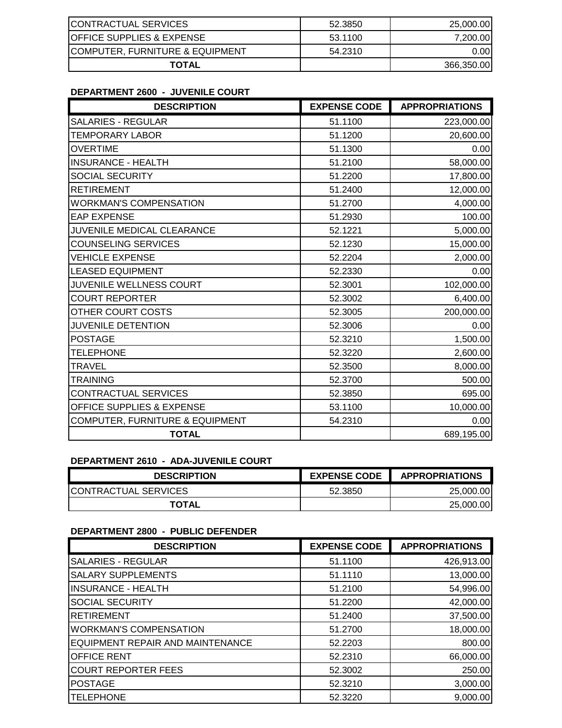| CONTRACTUAL SERVICES | 52.3850 | 25,000.00 |
|---|---|---|
| OFFICE SUPPLIES & EXPENSE | 53.1100 | 7,200.00 |
| COMPUTER, FURNITURE & EQUIPMENT | 54.2310 | 0.00 |
| **TOTAL** | | 366,350.00 |

**DEPARTMENT 2600 - JUVENILE COURT**

| DESCRIPTION | EXPENSE CODE | APPROPRIATIONS |
|---|---|---|
| SALARIES - REGULAR | 51.1100 | 223,000.00 |
| TEMPORARY LABOR | 51.1200 | 20,600.00 |
| OVERTIME | 51.1300 | 0.00 |
| INSURANCE - HEALTH | 51.2100 | 58,000.00 |
| SOCIAL SECURITY | 51.2200 | 17,800.00 |
| RETIREMENT | 51.2400 | 12,000.00 |
| WORKMAN'S COMPENSATION | 51.2700 | 4,000.00 |
| EAP EXPENSE | 51.2930 | 100.00 |
| JUVENILE MEDICAL CLEARANCE | 52.1221 | 5,000.00 |
| COUNSELING SERVICES | 52.1230 | 15,000.00 |
| VEHICLE EXPENSE | 52.2204 | 2,000.00 |
| LEASED EQUIPMENT | 52.2330 | 0.00 |
| JUVENILE WELLNESS COURT | 52.3001 | 102,000.00 |
| COURT REPORTER | 52.3002 | 6,400.00 |
| OTHER COURT COSTS | 52.3005 | 200,000.00 |
| JUVENILE DETENTION | 52.3006 | 0.00 |
| POSTAGE | 52.3210 | 1,500.00 |
| TELEPHONE | 52.3220 | 2,600.00 |
| TRAVEL | 52.3500 | 8,000.00 |
| TRAINING | 52.3700 | 500.00 |
| CONTRACTUAL SERVICES | 52.3850 | 695.00 |
| OFFICE SUPPLIES & EXPENSE | 53.1100 | 10,000.00 |
| COMPUTER, FURNITURE & EQUIPMENT | 54.2310 | 0.00 |
| **TOTAL** | | 689,195.00 |

**DEPARTMENT 2610 - ADA-JUVENILE COURT**

| DESCRIPTION | EXPENSE CODE | APPROPRIATIONS |
|---|---|---|
| CONTRACTUAL SERVICES | 52.3850 | 25,000.00 |
| **TOTAL** | | 25,000.00 |

**DEPARTMENT 2800 - PUBLIC DEFENDER**

| DESCRIPTION | EXPENSE CODE | APPROPRIATIONS |
|---|---|---|
| SALARIES - REGULAR | 51.1100 | 426,913.00 |
| SALARY SUPPLEMENTS | 51.1110 | 13,000.00 |
| INSURANCE - HEALTH | 51.2100 | 54,996.00 |
| SOCIAL SECURITY | 51.2200 | 42,000.00 |
| RETIREMENT | 51.2400 | 37,500.00 |
| WORKMAN'S COMPENSATION | 51.2700 | 18,000.00 |
| EQUIPMENT REPAIR AND MAINTENANCE | 52.2203 | 800.00 |
| OFFICE RENT | 52.2310 | 66,000.00 |
| COURT REPORTER FEES | 52.3002 | 250.00 |
| POSTAGE | 52.3210 | 3,000.00 |
| TELEPHONE | 52.3220 | 9,000.00 |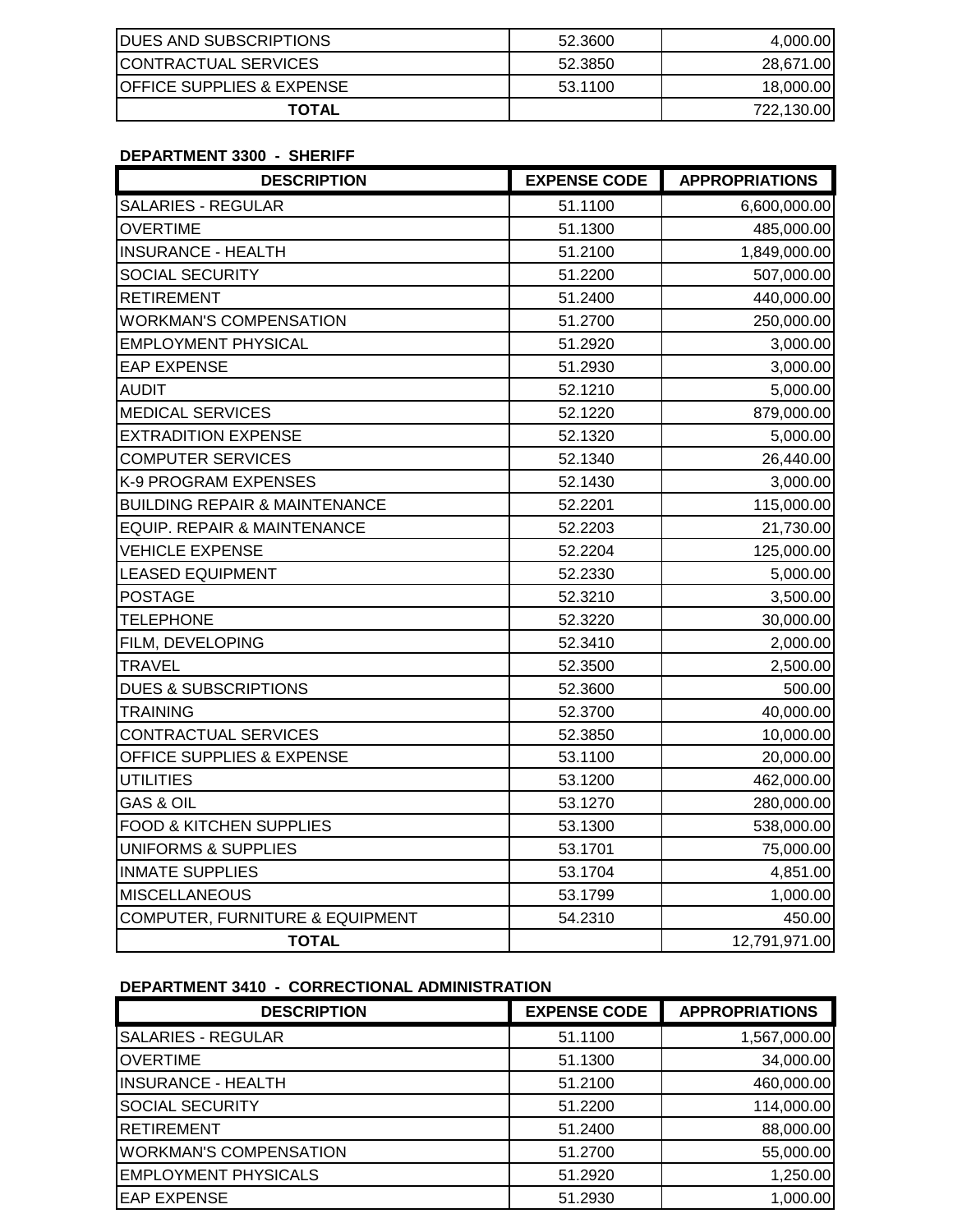| DESCRIPTION | EXPENSE CODE | APPROPRIATIONS |
|---|---|---|
| DUES AND SUBSCRIPTIONS | 52.3600 | 4,000.00 |
| CONTRACTUAL SERVICES | 52.3850 | 28,671.00 |
| OFFICE SUPPLIES & EXPENSE | 53.1100 | 18,000.00 |
| **TOTAL** | | 722,130.00 |

**DEPARTMENT 3300 - SHERIFF**

| DESCRIPTION | EXPENSE CODE | APPROPRIATIONS |
|---|---|---|
| SALARIES - REGULAR | 51.1100 | 6,600,000.00 |
| OVERTIME | 51.1300 | 485,000.00 |
| INSURANCE - HEALTH | 51.2100 | 1,849,000.00 |
| SOCIAL SECURITY | 51.2200 | 507,000.00 |
| RETIREMENT | 51.2400 | 440,000.00 |
| WORKMAN'S COMPENSATION | 51.2700 | 250,000.00 |
| EMPLOYMENT PHYSICAL | 51.2920 | 3,000.00 |
| EAP EXPENSE | 51.2930 | 3,000.00 |
| AUDIT | 52.1210 | 5,000.00 |
| MEDICAL SERVICES | 52.1220 | 879,000.00 |
| EXTRADITION EXPENSE | 52.1320 | 5,000.00 |
| COMPUTER SERVICES | 52.1340 | 26,440.00 |
| K-9 PROGRAM EXPENSES | 52.1430 | 3,000.00 |
| BUILDING REPAIR & MAINTENANCE | 52.2201 | 115,000.00 |
| EQUIP. REPAIR & MAINTENANCE | 52.2203 | 21,730.00 |
| VEHICLE EXPENSE | 52.2204 | 125,000.00 |
| LEASED EQUIPMENT | 52.2330 | 5,000.00 |
| POSTAGE | 52.3210 | 3,500.00 |
| TELEPHONE | 52.3220 | 30,000.00 |
| FILM, DEVELOPING | 52.3410 | 2,000.00 |
| TRAVEL | 52.3500 | 2,500.00 |
| DUES & SUBSCRIPTIONS | 52.3600 | 500.00 |
| TRAINING | 52.3700 | 40,000.00 |
| CONTRACTUAL SERVICES | 52.3850 | 10,000.00 |
| OFFICE SUPPLIES & EXPENSE | 53.1100 | 20,000.00 |
| UTILITIES | 53.1200 | 462,000.00 |
| GAS & OIL | 53.1270 | 280,000.00 |
| FOOD & KITCHEN SUPPLIES | 53.1300 | 538,000.00 |
| UNIFORMS & SUPPLIES | 53.1701 | 75,000.00 |
| INMATE SUPPLIES | 53.1704 | 4,851.00 |
| MISCELLANEOUS | 53.1799 | 1,000.00 |
| COMPUTER, FURNITURE & EQUIPMENT | 54.2310 | 450.00 |
| **TOTAL** | | 12,791,971.00 |

**DEPARTMENT 3410 - CORRECTIONAL ADMINISTRATION**

| DESCRIPTION | EXPENSE CODE | APPROPRIATIONS |
|---|---|---|
| SALARIES - REGULAR | 51.1100 | 1,567,000.00 |
| OVERTIME | 51.1300 | 34,000.00 |
| INSURANCE - HEALTH | 51.2100 | 460,000.00 |
| SOCIAL SECURITY | 51.2200 | 114,000.00 |
| RETIREMENT | 51.2400 | 88,000.00 |
| WORKMAN'S COMPENSATION | 51.2700 | 55,000.00 |
| EMPLOYMENT PHYSICALS | 51.2920 | 1,250.00 |
| EAP EXPENSE | 51.2930 | 1,000.00 |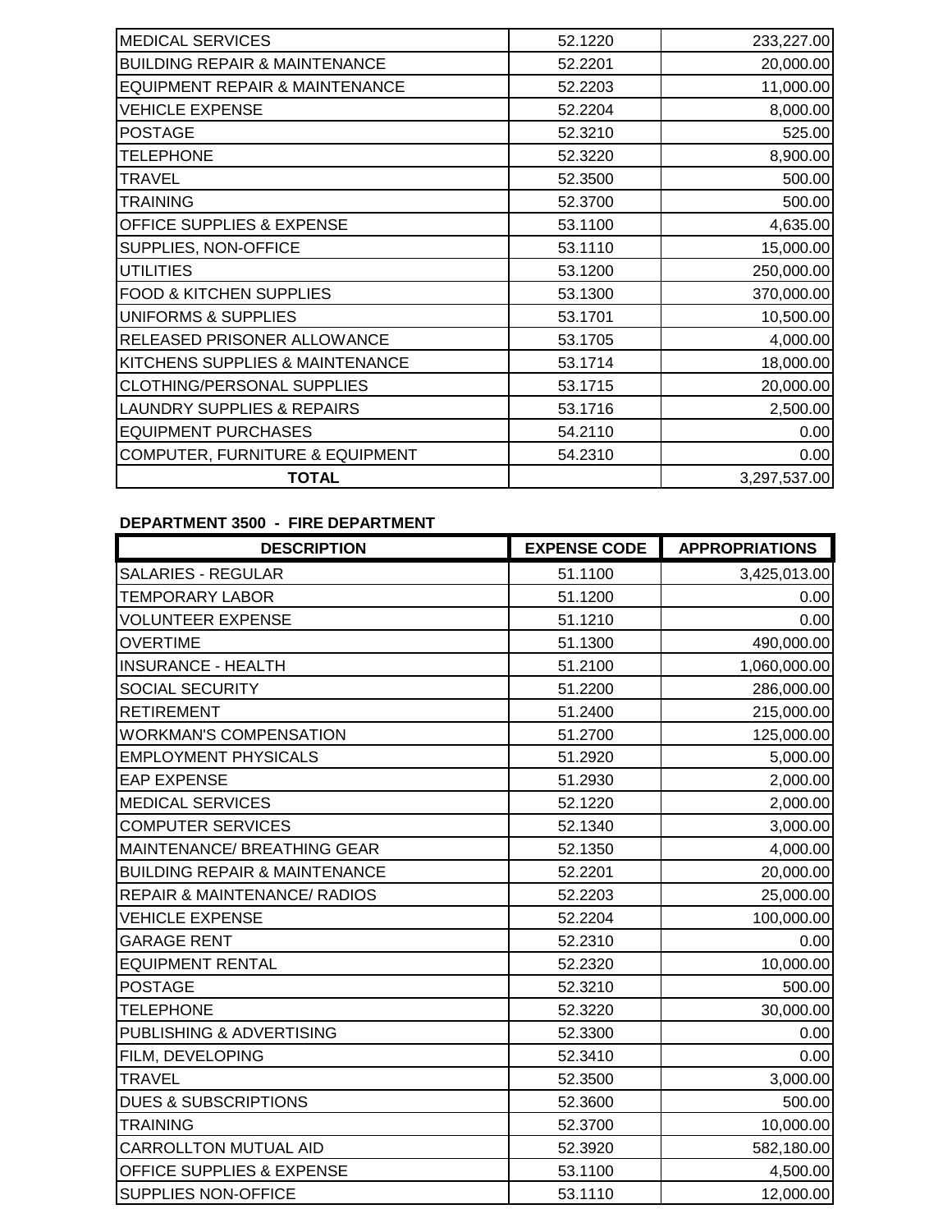| | | |
|---|---|---|
| MEDICAL SERVICES | 52.1220 | 233,227.00 |
| BUILDING REPAIR & MAINTENANCE | 52.2201 | 20,000.00 |
| EQUIPMENT REPAIR & MAINTENANCE | 52.2203 | 11,000.00 |
| VEHICLE EXPENSE | 52.2204 | 8,000.00 |
| POSTAGE | 52.3210 | 525.00 |
| TELEPHONE | 52.3220 | 8,900.00 |
| TRAVEL | 52.3500 | 500.00 |
| TRAINING | 52.3700 | 500.00 |
| OFFICE SUPPLIES & EXPENSE | 53.1100 | 4,635.00 |
| SUPPLIES, NON-OFFICE | 53.1110 | 15,000.00 |
| UTILITIES | 53.1200 | 250,000.00 |
| FOOD & KITCHEN SUPPLIES | 53.1300 | 370,000.00 |
| UNIFORMS & SUPPLIES | 53.1701 | 10,500.00 |
| RELEASED PRISONER ALLOWANCE | 53.1705 | 4,000.00 |
| KITCHENS SUPPLIES & MAINTENANCE | 53.1714 | 18,000.00 |
| CLOTHING/PERSONAL SUPPLIES | 53.1715 | 20,000.00 |
| LAUNDRY SUPPLIES & REPAIRS | 53.1716 | 2,500.00 |
| EQUIPMENT PURCHASES | 54.2110 | 0.00 |
| COMPUTER, FURNITURE & EQUIPMENT | 54.2310 | 0.00 |
| **TOTAL** | | 3,297,537.00 |

**DEPARTMENT 3500 - FIRE DEPARTMENT**

| DESCRIPTION | EXPENSE CODE | APPROPRIATIONS |
|---|---|---|
| SALARIES - REGULAR | 51.1100 | 3,425,013.00 |
| TEMPORARY LABOR | 51.1200 | 0.00 |
| VOLUNTEER EXPENSE | 51.1210 | 0.00 |
| OVERTIME | 51.1300 | 490,000.00 |
| INSURANCE - HEALTH | 51.2100 | 1,060,000.00 |
| SOCIAL SECURITY | 51.2200 | 286,000.00 |
| RETIREMENT | 51.2400 | 215,000.00 |
| WORKMAN'S COMPENSATION | 51.2700 | 125,000.00 |
| EMPLOYMENT PHYSICALS | 51.2920 | 5,000.00 |
| EAP EXPENSE | 51.2930 | 2,000.00 |
| MEDICAL SERVICES | 52.1220 | 2,000.00 |
| COMPUTER SERVICES | 52.1340 | 3,000.00 |
| MAINTENANCE/ BREATHING GEAR | 52.1350 | 4,000.00 |
| BUILDING REPAIR & MAINTENANCE | 52.2201 | 20,000.00 |
| REPAIR & MAINTENANCE/ RADIOS | 52.2203 | 25,000.00 |
| VEHICLE EXPENSE | 52.2204 | 100,000.00 |
| GARAGE RENT | 52.2310 | 0.00 |
| EQUIPMENT RENTAL | 52.2320 | 10,000.00 |
| POSTAGE | 52.3210 | 500.00 |
| TELEPHONE | 52.3220 | 30,000.00 |
| PUBLISHING & ADVERTISING | 52.3300 | 0.00 |
| FILM, DEVELOPING | 52.3410 | 0.00 |
| TRAVEL | 52.3500 | 3,000.00 |
| DUES & SUBSCRIPTIONS | 52.3600 | 500.00 |
| TRAINING | 52.3700 | 10,000.00 |
| CARROLLTON MUTUAL AID | 52.3920 | 582,180.00 |
| OFFICE SUPPLIES & EXPENSE | 53.1100 | 4,500.00 |
| SUPPLIES NON-OFFICE | 53.1110 | 12,000.00 |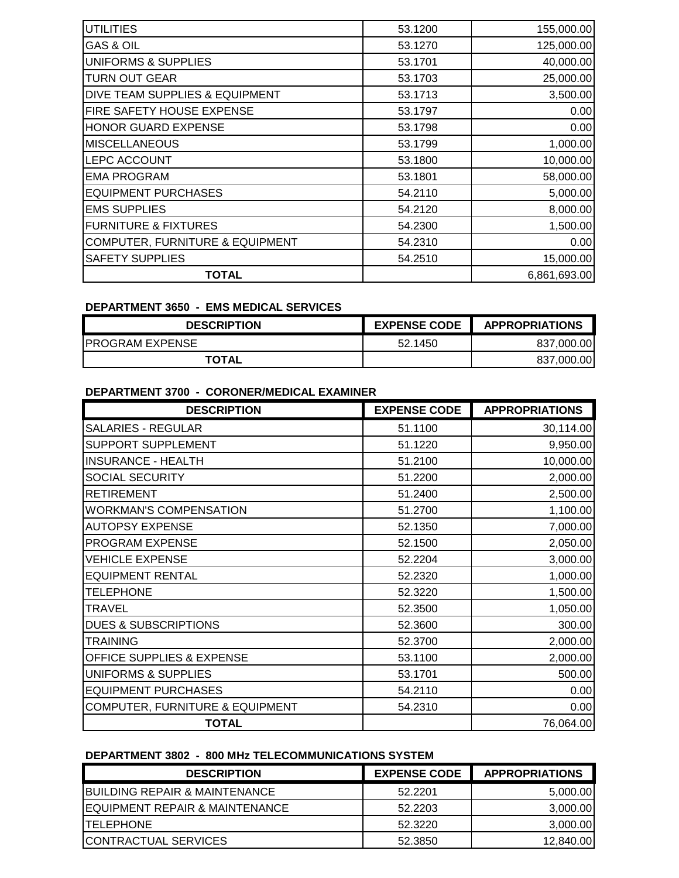| | | |
|---|---|---|
| UTILITIES | 53.1200 | 155,000.00 |
| GAS & OIL | 53.1270 | 125,000.00 |
| UNIFORMS & SUPPLIES | 53.1701 | 40,000.00 |
| TURN OUT GEAR | 53.1703 | 25,000.00 |
| DIVE TEAM SUPPLIES & EQUIPMENT | 53.1713 | 3,500.00 |
| FIRE SAFETY HOUSE EXPENSE | 53.1797 | 0.00 |
| HONOR GUARD EXPENSE | 53.1798 | 0.00 |
| MISCELLANEOUS | 53.1799 | 1,000.00 |
| LEPC ACCOUNT | 53.1800 | 10,000.00 |
| EMA PROGRAM | 53.1801 | 58,000.00 |
| EQUIPMENT PURCHASES | 54.2110 | 5,000.00 |
| EMS SUPPLIES | 54.2120 | 8,000.00 |
| FURNITURE & FIXTURES | 54.2300 | 1,500.00 |
| COMPUTER, FURNITURE & EQUIPMENT | 54.2310 | 0.00 |
| SAFETY SUPPLIES | 54.2510 | 15,000.00 |
| **TOTAL** | | 6,861,693.00 |

**DEPARTMENT 3650 - EMS MEDICAL SERVICES**

| DESCRIPTION | EXPENSE CODE | APPROPRIATIONS |
|---|---|---|
| PROGRAM EXPENSE | 52.1450 | 837,000.00 |
| **TOTAL** | | 837,000.00 |

**DEPARTMENT 3700 - CORONER/MEDICAL EXAMINER**

| DESCRIPTION | EXPENSE CODE | APPROPRIATIONS |
|---|---|---|
| SALARIES - REGULAR | 51.1100 | 30,114.00 |
| SUPPORT SUPPLEMENT | 51.1220 | 9,950.00 |
| INSURANCE - HEALTH | 51.2100 | 10,000.00 |
| SOCIAL SECURITY | 51.2200 | 2,000.00 |
| RETIREMENT | 51.2400 | 2,500.00 |
| WORKMAN'S COMPENSATION | 51.2700 | 1,100.00 |
| AUTOPSY EXPENSE | 52.1350 | 7,000.00 |
| PROGRAM EXPENSE | 52.1500 | 2,050.00 |
| VEHICLE EXPENSE | 52.2204 | 3,000.00 |
| EQUIPMENT RENTAL | 52.2320 | 1,000.00 |
| TELEPHONE | 52.3220 | 1,500.00 |
| TRAVEL | 52.3500 | 1,050.00 |
| DUES & SUBSCRIPTIONS | 52.3600 | 300.00 |
| TRAINING | 52.3700 | 2,000.00 |
| OFFICE SUPPLIES & EXPENSE | 53.1100 | 2,000.00 |
| UNIFORMS & SUPPLIES | 53.1701 | 500.00 |
| EQUIPMENT PURCHASES | 54.2110 | 0.00 |
| COMPUTER, FURNITURE & EQUIPMENT | 54.2310 | 0.00 |
| **TOTAL** | | 76,064.00 |

**DEPARTMENT 3802 - 800 MHz TELECOMMUNICATIONS SYSTEM**

| DESCRIPTION | EXPENSE CODE | APPROPRIATIONS |
|---|---|---|
| BUILDING REPAIR & MAINTENANCE | 52.2201 | 5,000.00 |
| EQUIPMENT REPAIR & MAINTENANCE | 52.2203 | 3,000.00 |
| TELEPHONE | 52.3220 | 3,000.00 |
| CONTRACTUAL SERVICES | 52.3850 | 12,840.00 |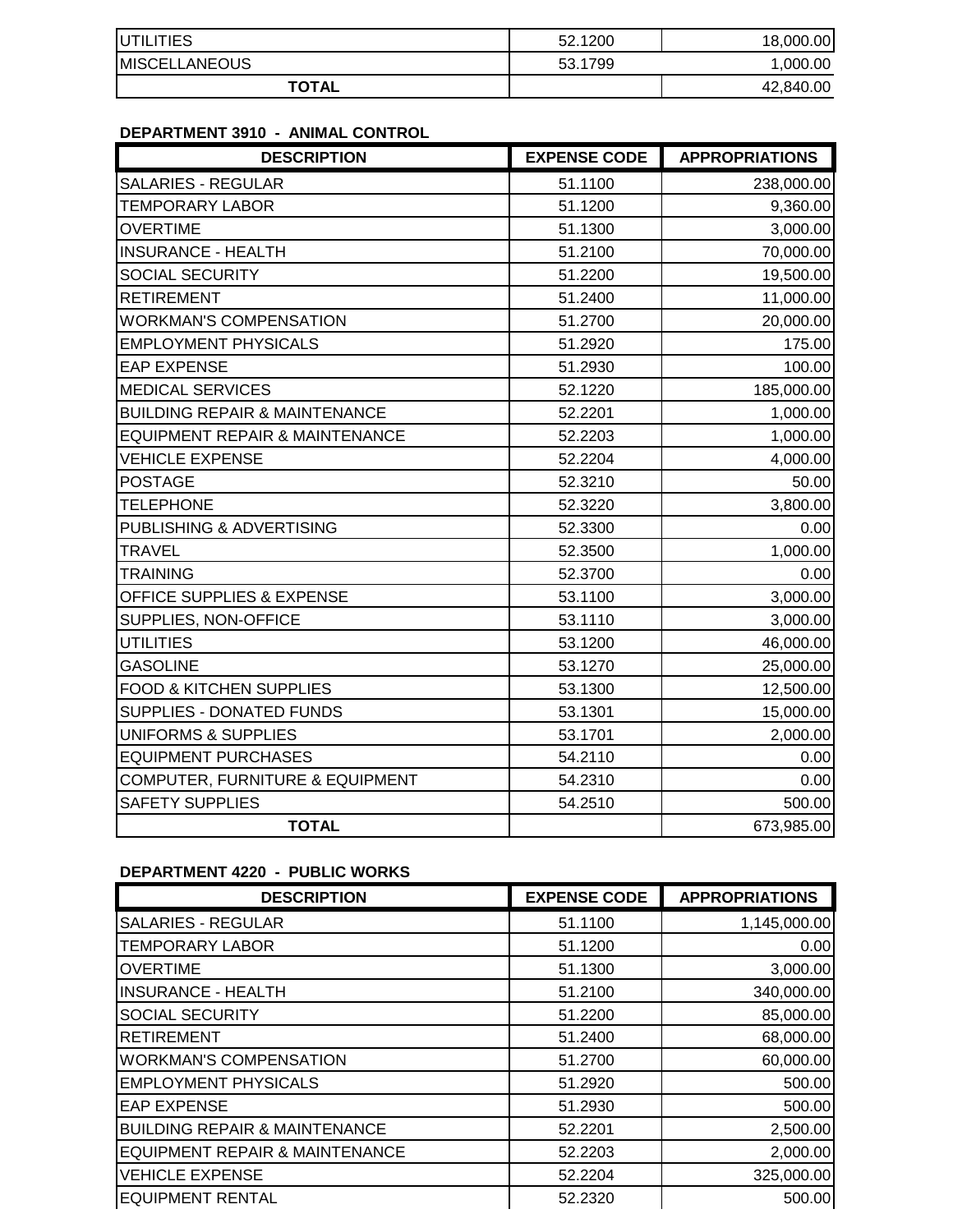| | | |
|---|---|---|
| UTILITIES | 52.1200 | 18,000.00 |
| MISCELLANEOUS | 53.1799 | 1,000.00 |
| **TOTAL** | | 42,840.00 |

**DEPARTMENT 3910 - ANIMAL CONTROL**

| DESCRIPTION | EXPENSE CODE | APPROPRIATIONS |
|---|---|---|
| SALARIES - REGULAR | 51.1100 | 238,000.00 |
| TEMPORARY LABOR | 51.1200 | 9,360.00 |
| OVERTIME | 51.1300 | 3,000.00 |
| INSURANCE - HEALTH | 51.2100 | 70,000.00 |
| SOCIAL SECURITY | 51.2200 | 19,500.00 |
| RETIREMENT | 51.2400 | 11,000.00 |
| WORKMAN'S COMPENSATION | 51.2700 | 20,000.00 |
| EMPLOYMENT PHYSICALS | 51.2920 | 175.00 |
| EAP EXPENSE | 51.2930 | 100.00 |
| MEDICAL SERVICES | 52.1220 | 185,000.00 |
| BUILDING REPAIR & MAINTENANCE | 52.2201 | 1,000.00 |
| EQUIPMENT REPAIR & MAINTENANCE | 52.2203 | 1,000.00 |
| VEHICLE EXPENSE | 52.2204 | 4,000.00 |
| POSTAGE | 52.3210 | 50.00 |
| TELEPHONE | 52.3220 | 3,800.00 |
| PUBLISHING & ADVERTISING | 52.3300 | 0.00 |
| TRAVEL | 52.3500 | 1,000.00 |
| TRAINING | 52.3700 | 0.00 |
| OFFICE SUPPLIES & EXPENSE | 53.1100 | 3,000.00 |
| SUPPLIES, NON-OFFICE | 53.1110 | 3,000.00 |
| UTILITIES | 53.1200 | 46,000.00 |
| GASOLINE | 53.1270 | 25,000.00 |
| FOOD & KITCHEN SUPPLIES | 53.1300 | 12,500.00 |
| SUPPLIES - DONATED FUNDS | 53.1301 | 15,000.00 |
| UNIFORMS & SUPPLIES | 53.1701 | 2,000.00 |
| EQUIPMENT PURCHASES | 54.2110 | 0.00 |
| COMPUTER, FURNITURE & EQUIPMENT | 54.2310 | 0.00 |
| SAFETY SUPPLIES | 54.2510 | 500.00 |
| **TOTAL** | | 673,985.00 |

**DEPARTMENT 4220 - PUBLIC WORKS**

| DESCRIPTION | EXPENSE CODE | APPROPRIATIONS |
|---|---|---|
| SALARIES - REGULAR | 51.1100 | 1,145,000.00 |
| TEMPORARY LABOR | 51.1200 | 0.00 |
| OVERTIME | 51.1300 | 3,000.00 |
| INSURANCE - HEALTH | 51.2100 | 340,000.00 |
| SOCIAL SECURITY | 51.2200 | 85,000.00 |
| RETIREMENT | 51.2400 | 68,000.00 |
| WORKMAN'S COMPENSATION | 51.2700 | 60,000.00 |
| EMPLOYMENT PHYSICALS | 51.2920 | 500.00 |
| EAP EXPENSE | 51.2930 | 500.00 |
| BUILDING REPAIR & MAINTENANCE | 52.2201 | 2,500.00 |
| EQUIPMENT REPAIR & MAINTENANCE | 52.2203 | 2,000.00 |
| VEHICLE EXPENSE | 52.2204 | 325,000.00 |
| EQUIPMENT RENTAL | 52.2320 | 500.00 |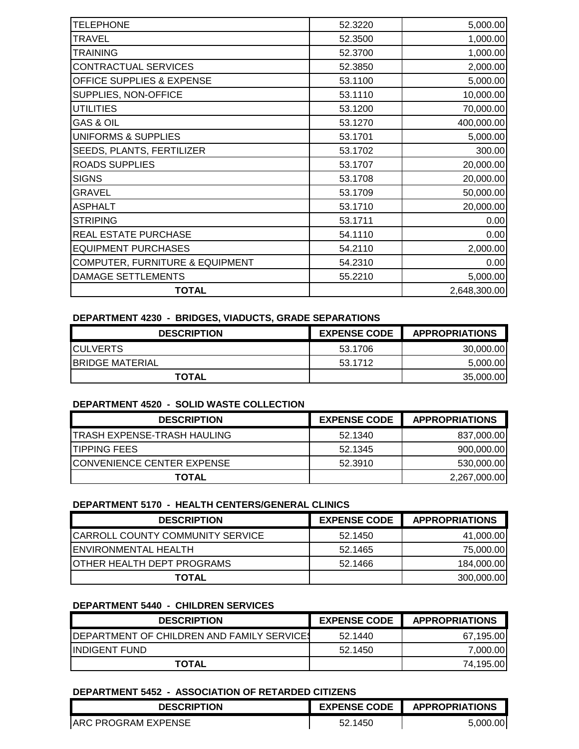| | | |
|---|---|---|
| TELEPHONE | 52.3220 | 5,000.00 |
| TRAVEL | 52.3500 | 1,000.00 |
| TRAINING | 52.3700 | 1,000.00 |
| CONTRACTUAL SERVICES | 52.3850 | 2,000.00 |
| OFFICE SUPPLIES & EXPENSE | 53.1100 | 5,000.00 |
| SUPPLIES, NON-OFFICE | 53.1110 | 10,000.00 |
| UTILITIES | 53.1200 | 70,000.00 |
| GAS & OIL | 53.1270 | 400,000.00 |
| UNIFORMS & SUPPLIES | 53.1701 | 5,000.00 |
| SEEDS, PLANTS, FERTILIZER | 53.1702 | 300.00 |
| ROADS SUPPLIES | 53.1707 | 20,000.00 |
| SIGNS | 53.1708 | 20,000.00 |
| GRAVEL | 53.1709 | 50,000.00 |
| ASPHALT | 53.1710 | 20,000.00 |
| STRIPING | 53.1711 | 0.00 |
| REAL ESTATE PURCHASE | 54.1110 | 0.00 |
| EQUIPMENT PURCHASES | 54.2110 | 2,000.00 |
| COMPUTER, FURNITURE & EQUIPMENT | 54.2310 | 0.00 |
| DAMAGE SETTLEMENTS | 55.2210 | 5,000.00 |
| **TOTAL** | | 2,648,300.00 |

**DEPARTMENT 4230 - BRIDGES, VIADUCTS, GRADE SEPARATIONS**

| DESCRIPTION | EXPENSE CODE | APPROPRIATIONS |
|---|---|---|
| CULVERTS | 53.1706 | 30,000.00 |
| BRIDGE MATERIAL | 53.1712 | 5,000.00 |
| **TOTAL** | | 35,000.00 |

**DEPARTMENT 4520 - SOLID WASTE COLLECTION**

| DESCRIPTION | EXPENSE CODE | APPROPRIATIONS |
|---|---|---|
| TRASH EXPENSE-TRASH HAULING | 52.1340 | 837,000.00 |
| TIPPING FEES | 52.1345 | 900,000.00 |
| CONVENIENCE CENTER EXPENSE | 52.3910 | 530,000.00 |
| **TOTAL** | | 2,267,000.00 |

**DEPARTMENT 5170 - HEALTH CENTERS/GENERAL CLINICS**

| DESCRIPTION | EXPENSE CODE | APPROPRIATIONS |
|---|---|---|
| CARROLL COUNTY COMMUNITY SERVICE | 52.1450 | 41,000.00 |
| ENVIRONMENTAL HEALTH | 52.1465 | 75,000.00 |
| OTHER HEALTH DEPT PROGRAMS | 52.1466 | 184,000.00 |
| **TOTAL** | | 300,000.00 |

**DEPARTMENT 5440 - CHILDREN SERVICES**

| DESCRIPTION | EXPENSE CODE | APPROPRIATIONS |
|---|---|---|
| DEPARTMENT OF CHILDREN AND FAMILY SERVICES | 52.1440 | 67,195.00 |
| INDIGENT FUND | 52.1450 | 7,000.00 |
| **TOTAL** | | 74,195.00 |

**DEPARTMENT 5452 - ASSOCIATION OF RETARDED CITIZENS**

| DESCRIPTION | EXPENSE CODE | APPROPRIATIONS |
|---|---|---|
| ARC PROGRAM EXPENSE | 52.1450 | 5,000.00 |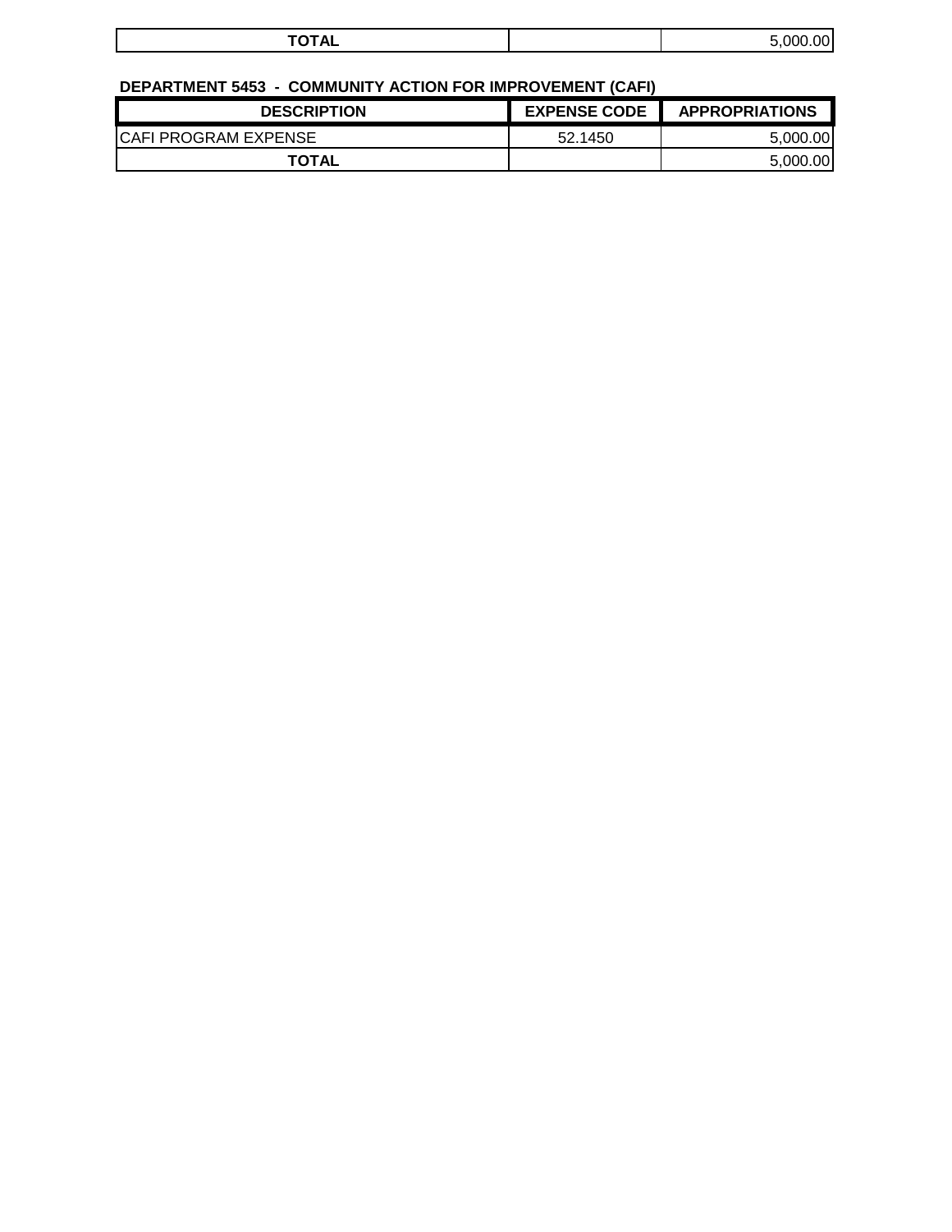| TOTAL | | 5,000.00 |
|---|---|---|

**DEPARTMENT 5453 - COMMUNITY ACTION FOR IMPROVEMENT (CAFI)**

| DESCRIPTION | EXPENSE CODE | APPROPRIATIONS |
|---|---|---|
| CAFI PROGRAM EXPENSE | 52.1450 | 5,000.00 |
| TOTAL | | 5,000.00 |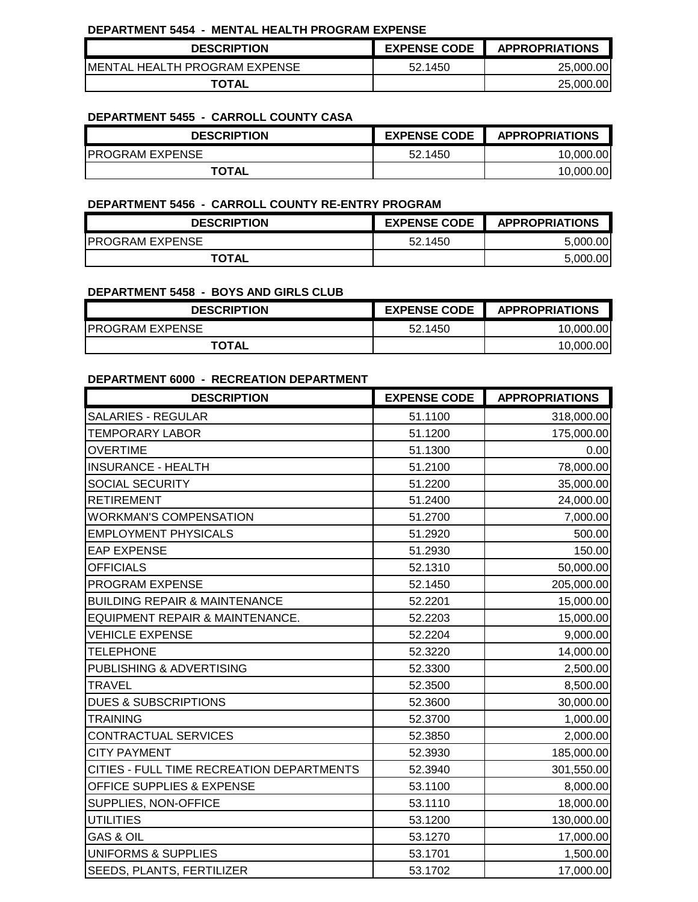**DEPARTMENT 5454 - MENTAL HEALTH PROGRAM EXPENSE**

| DESCRIPTION | EXPENSE CODE | APPROPRIATIONS |
|---|---|---|
| MENTAL HEALTH PROGRAM EXPENSE | 52.1450 | 25,000.00 |
| TOTAL | | 25,000.00 |

**DEPARTMENT 5455 - CARROLL COUNTY CASA**

| DESCRIPTION | EXPENSE CODE | APPROPRIATIONS |
|---|---|---|
| PROGRAM EXPENSE | 52.1450 | 10,000.00 |
| TOTAL | | 10,000.00 |

**DEPARTMENT 5456 - CARROLL COUNTY RE-ENTRY PROGRAM**

| DESCRIPTION | EXPENSE CODE | APPROPRIATIONS |
|---|---|---|
| PROGRAM EXPENSE | 52.1450 | 5,000.00 |
| TOTAL | | 5,000.00 |

**DEPARTMENT 5458 - BOYS AND GIRLS CLUB**

| DESCRIPTION | EXPENSE CODE | APPROPRIATIONS |
|---|---|---|
| PROGRAM EXPENSE | 52.1450 | 10,000.00 |
| TOTAL | | 10,000.00 |

**DEPARTMENT 6000 - RECREATION DEPARTMENT**

| DESCRIPTION | EXPENSE CODE | APPROPRIATIONS |
|---|---|---|
| SALARIES - REGULAR | 51.1100 | 318,000.00 |
| TEMPORARY LABOR | 51.1200 | 175,000.00 |
| OVERTIME | 51.1300 | 0.00 |
| INSURANCE - HEALTH | 51.2100 | 78,000.00 |
| SOCIAL SECURITY | 51.2200 | 35,000.00 |
| RETIREMENT | 51.2400 | 24,000.00 |
| WORKMAN'S COMPENSATION | 51.2700 | 7,000.00 |
| EMPLOYMENT PHYSICALS | 51.2920 | 500.00 |
| EAP EXPENSE | 51.2930 | 150.00 |
| OFFICIALS | 52.1310 | 50,000.00 |
| PROGRAM EXPENSE | 52.1450 | 205,000.00 |
| BUILDING REPAIR & MAINTENANCE | 52.2201 | 15,000.00 |
| EQUIPMENT REPAIR & MAINTENANCE. | 52.2203 | 15,000.00 |
| VEHICLE EXPENSE | 52.2204 | 9,000.00 |
| TELEPHONE | 52.3220 | 14,000.00 |
| PUBLISHING & ADVERTISING | 52.3300 | 2,500.00 |
| TRAVEL | 52.3500 | 8,500.00 |
| DUES & SUBSCRIPTIONS | 52.3600 | 30,000.00 |
| TRAINING | 52.3700 | 1,000.00 |
| CONTRACTUAL SERVICES | 52.3850 | 2,000.00 |
| CITY PAYMENT | 52.3930 | 185,000.00 |
| CITIES - FULL TIME RECREATION DEPARTMENTS | 52.3940 | 301,550.00 |
| OFFICE SUPPLIES & EXPENSE | 53.1100 | 8,000.00 |
| SUPPLIES, NON-OFFICE | 53.1110 | 18,000.00 |
| UTILITIES | 53.1200 | 130,000.00 |
| GAS & OIL | 53.1270 | 17,000.00 |
| UNIFORMS & SUPPLIES | 53.1701 | 1,500.00 |
| SEEDS, PLANTS, FERTILIZER | 53.1702 | 17,000.00 |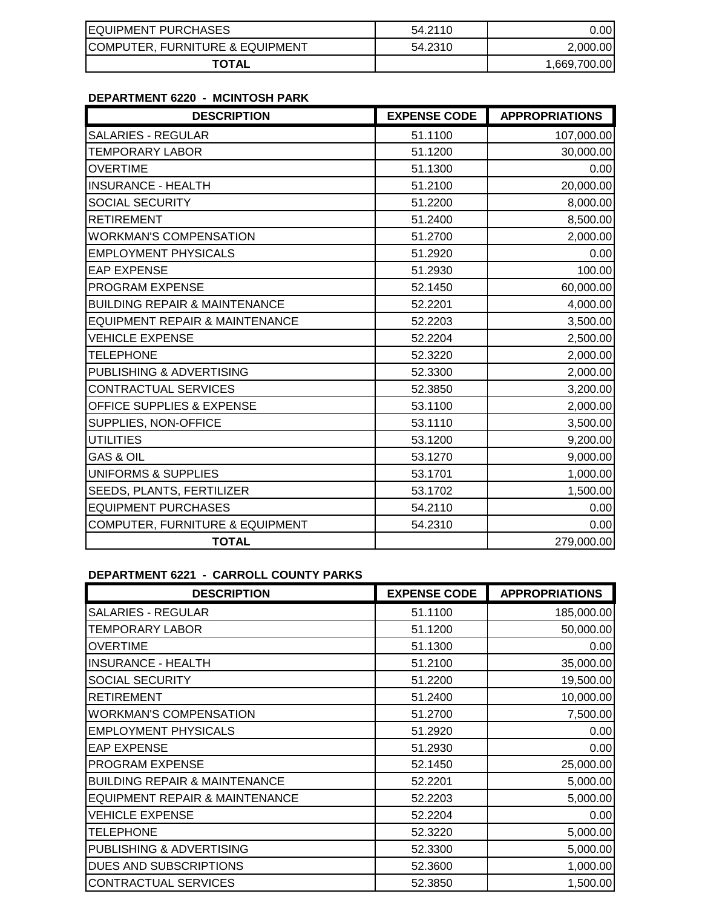| | | |
|---|---|---|
| EQUIPMENT PURCHASES | 54.2110 | 0.00 |
| COMPUTER, FURNITURE & EQUIPMENT | 54.2310 | 2,000.00 |
| **TOTAL** | | 1,669,700.00 |

**DEPARTMENT 6220 - MCINTOSH PARK**

| DESCRIPTION | EXPENSE CODE | APPROPRIATIONS |
|---|---|---|
| SALARIES - REGULAR | 51.1100 | 107,000.00 |
| TEMPORARY LABOR | 51.1200 | 30,000.00 |
| OVERTIME | 51.1300 | 0.00 |
| INSURANCE - HEALTH | 51.2100 | 20,000.00 |
| SOCIAL SECURITY | 51.2200 | 8,000.00 |
| RETIREMENT | 51.2400 | 8,500.00 |
| WORKMAN'S COMPENSATION | 51.2700 | 2,000.00 |
| EMPLOYMENT PHYSICALS | 51.2920 | 0.00 |
| EAP EXPENSE | 51.2930 | 100.00 |
| PROGRAM EXPENSE | 52.1450 | 60,000.00 |
| BUILDING REPAIR & MAINTENANCE | 52.2201 | 4,000.00 |
| EQUIPMENT REPAIR & MAINTENANCE | 52.2203 | 3,500.00 |
| VEHICLE EXPENSE | 52.2204 | 2,500.00 |
| TELEPHONE | 52.3220 | 2,000.00 |
| PUBLISHING & ADVERTISING | 52.3300 | 2,000.00 |
| CONTRACTUAL SERVICES | 52.3850 | 3,200.00 |
| OFFICE SUPPLIES & EXPENSE | 53.1100 | 2,000.00 |
| SUPPLIES, NON-OFFICE | 53.1110 | 3,500.00 |
| UTILITIES | 53.1200 | 9,200.00 |
| GAS & OIL | 53.1270 | 9,000.00 |
| UNIFORMS & SUPPLIES | 53.1701 | 1,000.00 |
| SEEDS, PLANTS, FERTILIZER | 53.1702 | 1,500.00 |
| EQUIPMENT PURCHASES | 54.2110 | 0.00 |
| COMPUTER, FURNITURE & EQUIPMENT | 54.2310 | 0.00 |
| **TOTAL** | | 279,000.00 |

**DEPARTMENT 6221 - CARROLL COUNTY PARKS**

| DESCRIPTION | EXPENSE CODE | APPROPRIATIONS |
|---|---|---|
| SALARIES - REGULAR | 51.1100 | 185,000.00 |
| TEMPORARY LABOR | 51.1200 | 50,000.00 |
| OVERTIME | 51.1300 | 0.00 |
| INSURANCE - HEALTH | 51.2100 | 35,000.00 |
| SOCIAL SECURITY | 51.2200 | 19,500.00 |
| RETIREMENT | 51.2400 | 10,000.00 |
| WORKMAN'S COMPENSATION | 51.2700 | 7,500.00 |
| EMPLOYMENT PHYSICALS | 51.2920 | 0.00 |
| EAP EXPENSE | 51.2930 | 0.00 |
| PROGRAM EXPENSE | 52.1450 | 25,000.00 |
| BUILDING REPAIR & MAINTENANCE | 52.2201 | 5,000.00 |
| EQUIPMENT REPAIR & MAINTENANCE | 52.2203 | 5,000.00 |
| VEHICLE EXPENSE | 52.2204 | 0.00 |
| TELEPHONE | 52.3220 | 5,000.00 |
| PUBLISHING & ADVERTISING | 52.3300 | 5,000.00 |
| DUES AND SUBSCRIPTIONS | 52.3600 | 1,000.00 |
| CONTRACTUAL SERVICES | 52.3850 | 1,500.00 |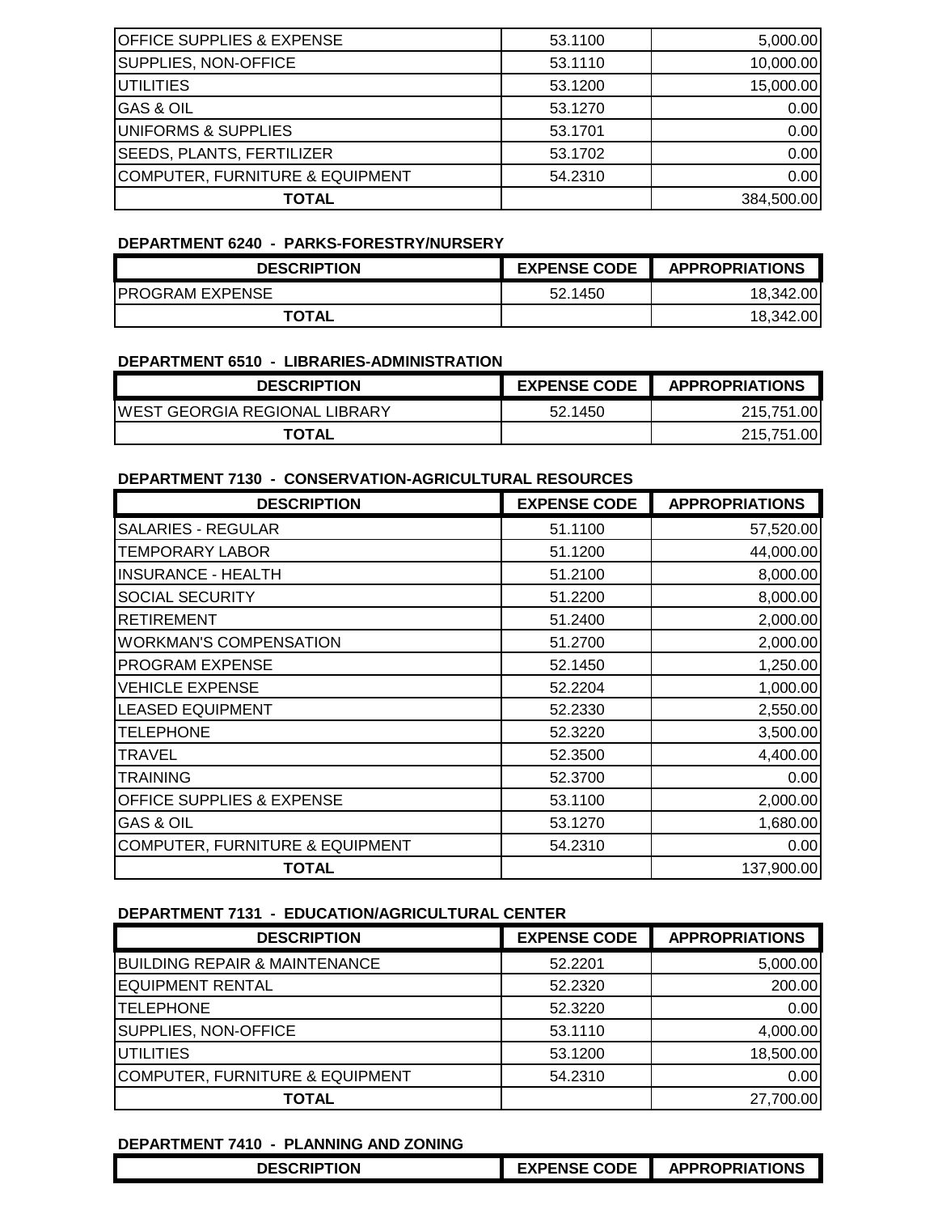| DESCRIPTION | EXPENSE CODE | APPROPRIATIONS |
|---|---|---|
| OFFICE SUPPLIES & EXPENSE | 53.1100 | 5,000.00 |
| SUPPLIES, NON-OFFICE | 53.1110 | 10,000.00 |
| UTILITIES | 53.1200 | 15,000.00 |
| GAS & OIL | 53.1270 | 0.00 |
| UNIFORMS & SUPPLIES | 53.1701 | 0.00 |
| SEEDS, PLANTS, FERTILIZER | 53.1702 | 0.00 |
| COMPUTER, FURNITURE & EQUIPMENT | 54.2310 | 0.00 |
| **TOTAL** | | 384,500.00 |

**DEPARTMENT 6240 - PARKS-FORESTRY/NURSERY**

| DESCRIPTION | EXPENSE CODE | APPROPRIATIONS |
|---|---|---|
| PROGRAM EXPENSE | 52.1450 | 18,342.00 |
| **TOTAL** | | 18,342.00 |

**DEPARTMENT 6510 - LIBRARIES-ADMINISTRATION**

| DESCRIPTION | EXPENSE CODE | APPROPRIATIONS |
|---|---|---|
| WEST GEORGIA REGIONAL LIBRARY | 52.1450 | 215,751.00 |
| **TOTAL** | | 215,751.00 |

**DEPARTMENT 7130 - CONSERVATION-AGRICULTURAL RESOURCES**

| DESCRIPTION | EXPENSE CODE | APPROPRIATIONS |
|---|---|---|
| SALARIES - REGULAR | 51.1100 | 57,520.00 |
| TEMPORARY LABOR | 51.1200 | 44,000.00 |
| INSURANCE - HEALTH | 51.2100 | 8,000.00 |
| SOCIAL SECURITY | 51.2200 | 8,000.00 |
| RETIREMENT | 51.2400 | 2,000.00 |
| WORKMAN'S COMPENSATION | 51.2700 | 2,000.00 |
| PROGRAM EXPENSE | 52.1450 | 1,250.00 |
| VEHICLE EXPENSE | 52.2204 | 1,000.00 |
| LEASED EQUIPMENT | 52.2330 | 2,550.00 |
| TELEPHONE | 52.3220 | 3,500.00 |
| TRAVEL | 52.3500 | 4,400.00 |
| TRAINING | 52.3700 | 0.00 |
| OFFICE SUPPLIES & EXPENSE | 53.1100 | 2,000.00 |
| GAS & OIL | 53.1270 | 1,680.00 |
| COMPUTER, FURNITURE & EQUIPMENT | 54.2310 | 0.00 |
| **TOTAL** | | 137,900.00 |

**DEPARTMENT 7131 - EDUCATION/AGRICULTURAL CENTER**

| DESCRIPTION | EXPENSE CODE | APPROPRIATIONS |
|---|---|---|
| BUILDING REPAIR & MAINTENANCE | 52.2201 | 5,000.00 |
| EQUIPMENT RENTAL | 52.2320 | 200.00 |
| TELEPHONE | 52.3220 | 0.00 |
| SUPPLIES, NON-OFFICE | 53.1110 | 4,000.00 |
| UTILITIES | 53.1200 | 18,500.00 |
| COMPUTER, FURNITURE & EQUIPMENT | 54.2310 | 0.00 |
| **TOTAL** | | 27,700.00 |

**DEPARTMENT 7410 - PLANNING AND ZONING**

| DESCRIPTION | EXPENSE CODE | APPROPRIATIONS |
|---|---|---|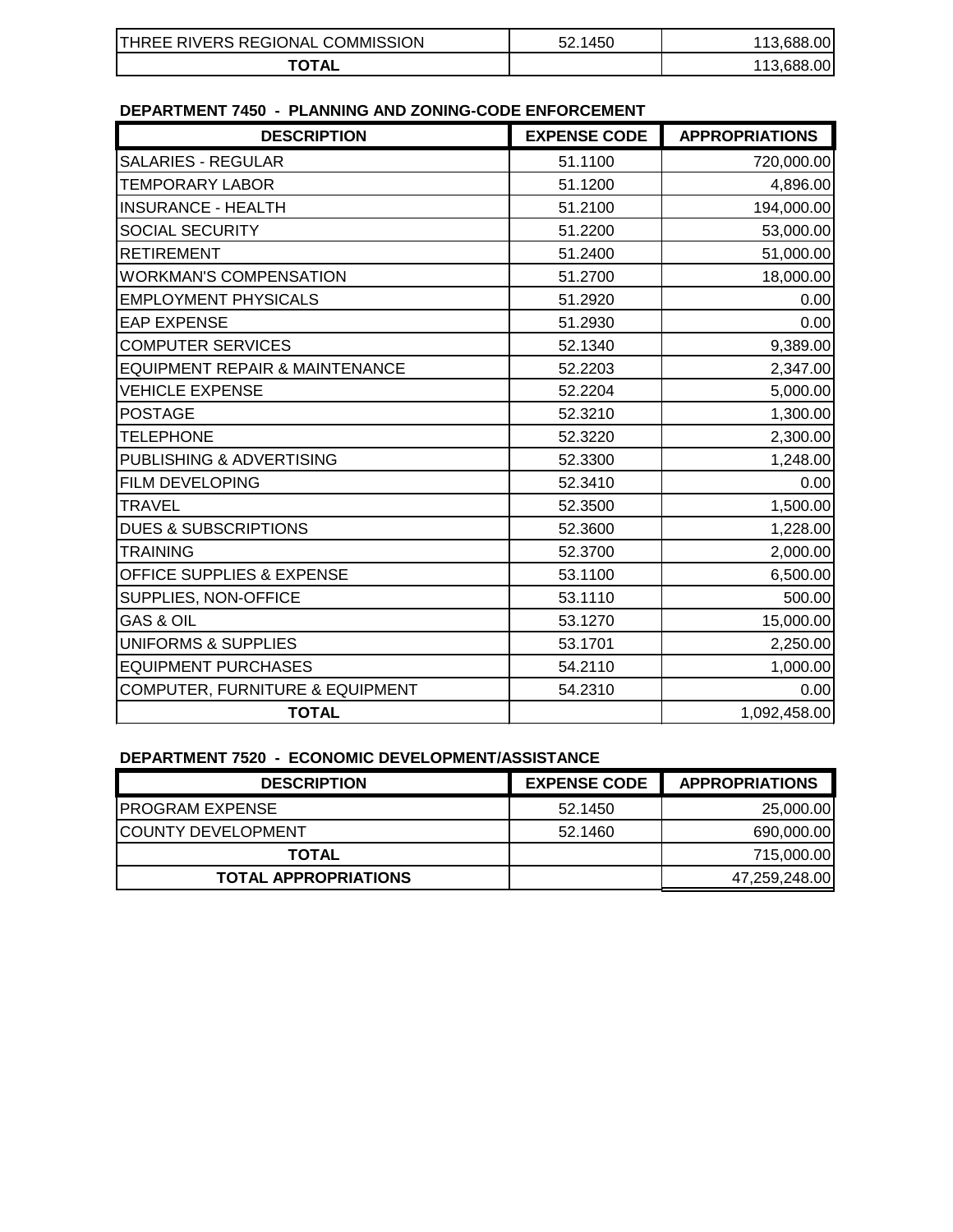| | | |
|---|---|---|
| THREE RIVERS REGIONAL COMMISSION | 52.1450 | 113,688.00 |
| **TOTAL** | | 113,688.00 |

**DEPARTMENT 7450 - PLANNING AND ZONING-CODE ENFORCEMENT**

| DESCRIPTION | EXPENSE CODE | APPROPRIATIONS |
|---|---|---|
| SALARIES - REGULAR | 51.1100 | 720,000.00 |
| TEMPORARY LABOR | 51.1200 | 4,896.00 |
| INSURANCE - HEALTH | 51.2100 | 194,000.00 |
| SOCIAL SECURITY | 51.2200 | 53,000.00 |
| RETIREMENT | 51.2400 | 51,000.00 |
| WORKMAN'S COMPENSATION | 51.2700 | 18,000.00 |
| EMPLOYMENT PHYSICALS | 51.2920 | 0.00 |
| EAP EXPENSE | 51.2930 | 0.00 |
| COMPUTER SERVICES | 52.1340 | 9,389.00 |
| EQUIPMENT REPAIR & MAINTENANCE | 52.2203 | 2,347.00 |
| VEHICLE EXPENSE | 52.2204 | 5,000.00 |
| POSTAGE | 52.3210 | 1,300.00 |
| TELEPHONE | 52.3220 | 2,300.00 |
| PUBLISHING & ADVERTISING | 52.3300 | 1,248.00 |
| FILM DEVELOPING | 52.3410 | 0.00 |
| TRAVEL | 52.3500 | 1,500.00 |
| DUES & SUBSCRIPTIONS | 52.3600 | 1,228.00 |
| TRAINING | 52.3700 | 2,000.00 |
| OFFICE SUPPLIES & EXPENSE | 53.1100 | 6,500.00 |
| SUPPLIES, NON-OFFICE | 53.1110 | 500.00 |
| GAS & OIL | 53.1270 | 15,000.00 |
| UNIFORMS & SUPPLIES | 53.1701 | 2,250.00 |
| EQUIPMENT PURCHASES | 54.2110 | 1,000.00 |
| COMPUTER, FURNITURE & EQUIPMENT | 54.2310 | 0.00 |
| **TOTAL** | | 1,092,458.00 |

**DEPARTMENT 7520 - ECONOMIC DEVELOPMENT/ASSISTANCE**

| DESCRIPTION | EXPENSE CODE | APPROPRIATIONS |
|---|---|---|
| PROGRAM EXPENSE | 52.1450 | 25,000.00 |
| COUNTY DEVELOPMENT | 52.1460 | 690,000.00 |
| **TOTAL** | | 715,000.00 |
| **TOTAL APPROPRIATIONS** | | 47,259,248.00 |